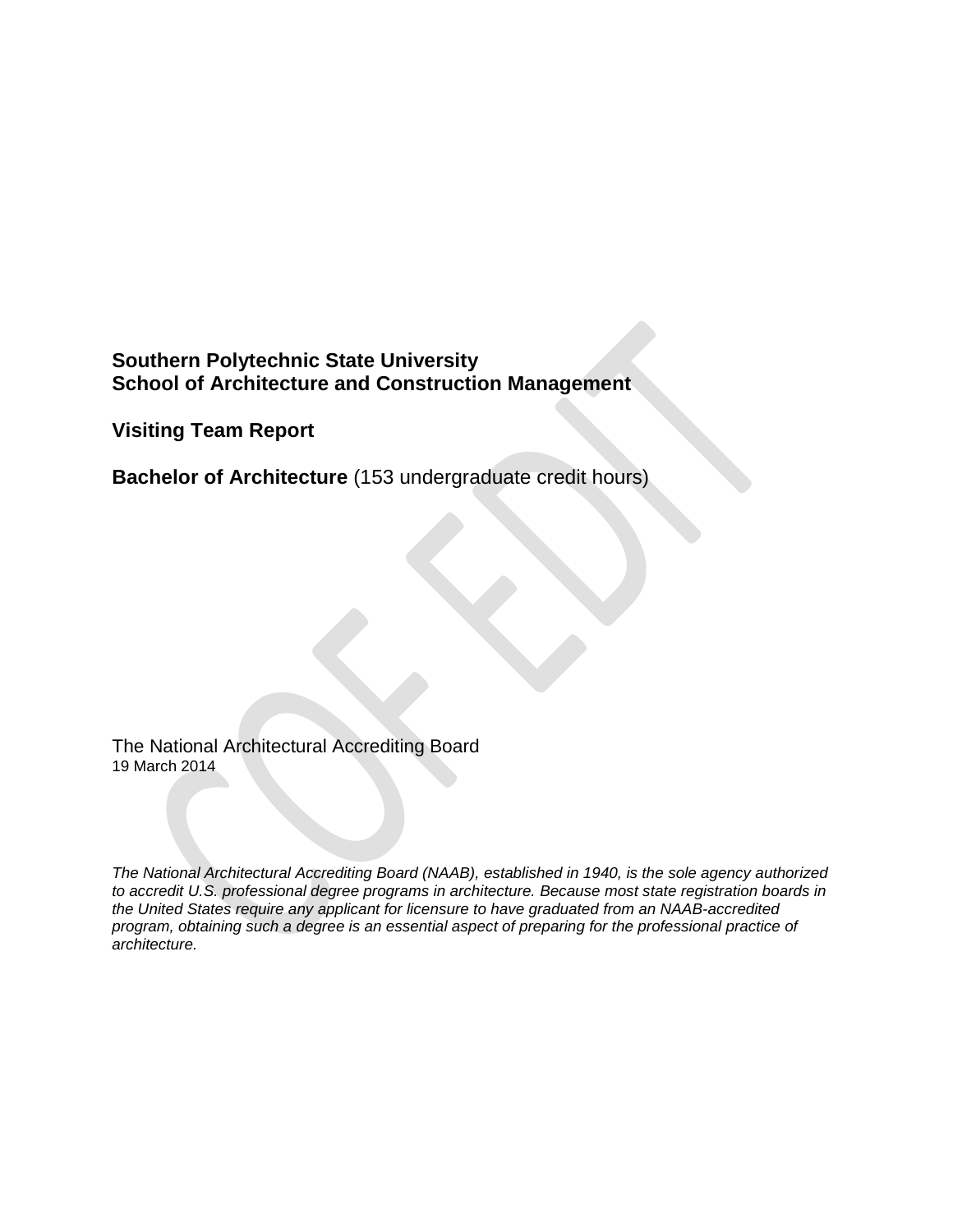**Southern Polytechnic State University**
**School of Architecture and Construction Management**

**Visiting Team Report**

**Bachelor of Architecture** (153 undergraduate credit hours)

The National Architectural Accrediting Board
19 March 2014

*The National Architectural Accrediting Board (NAAB), established in 1940, is the sole agency authorized to accredit U.S. professional degree programs in architecture. Because most state registration boards in the United States require any applicant for licensure to have graduated from an NAAB-accredited program, obtaining such a degree is an essential aspect of preparing for the professional practice of architecture.*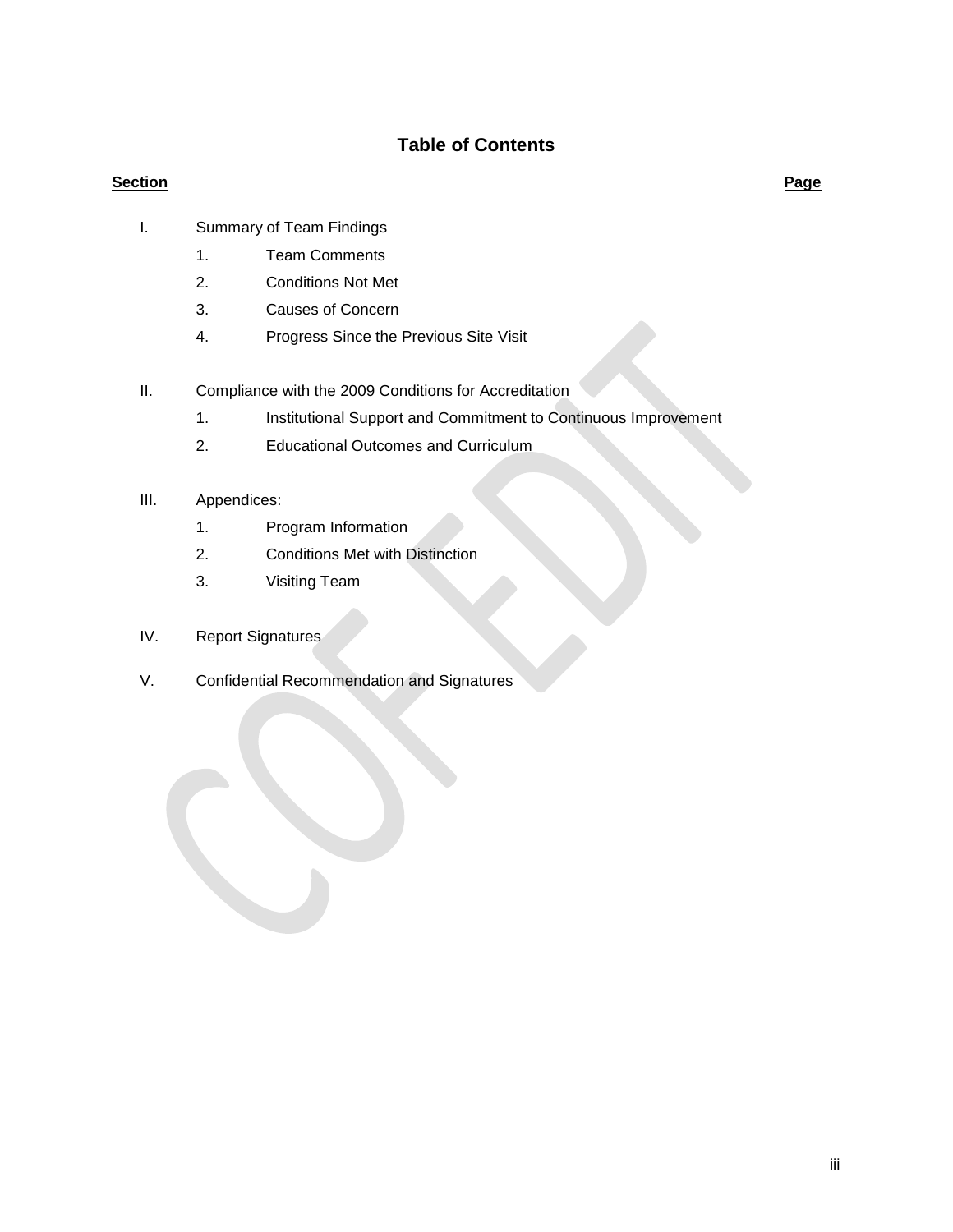# Table of Contents

**Section** **Page**

I. Summary of Team Findings
   1. Team Comments
   2. Conditions Not Met
   3. Causes of Concern
   4. Progress Since the Previous Site Visit

II. Compliance with the 2009 Conditions for Accreditation
   1. Institutional Support and Commitment to Continuous Improvement
   2. Educational Outcomes and Curriculum

III. Appendices:
   1. Program Information
   2. Conditions Met with Distinction
   3. Visiting Team

IV. Report Signatures

V. Confidential Recommendation and Signatures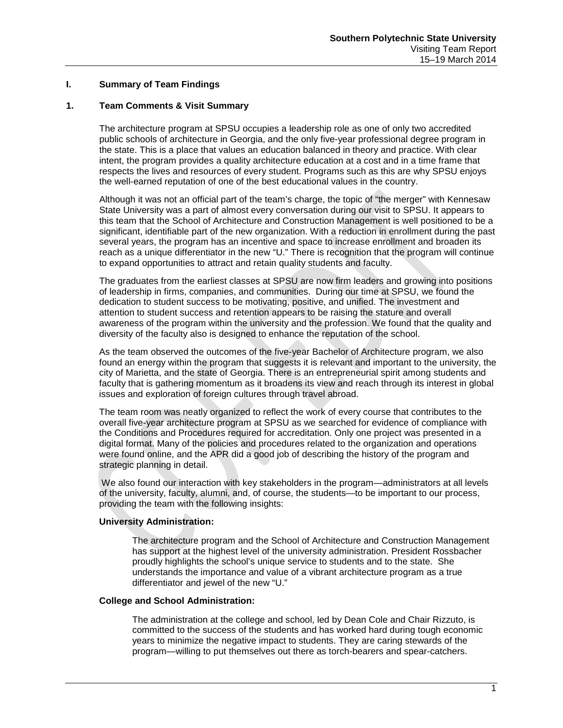## I. Summary of Team Findings

### 1. Team Comments & Visit Summary

The architecture program at SPSU occupies a leadership role as one of only two accredited public schools of architecture in Georgia, and the only five-year professional degree program in the state. This is a place that values an education balanced in theory and practice. With clear intent, the program provides a quality architecture education at a cost and in a time frame that respects the lives and resources of every student. Programs such as this are why SPSU enjoys the well-earned reputation of one of the best educational values in the country.

Although it was not an official part of the team's charge, the topic of "the merger" with Kennesaw State University was a part of almost every conversation during our visit to SPSU. It appears to this team that the School of Architecture and Construction Management is well positioned to be a significant, identifiable part of the new organization. With a reduction in enrollment during the past several years, the program has an incentive and space to increase enrollment and broaden its reach as a unique differentiator in the new "U." There is recognition that the program will continue to expand opportunities to attract and retain quality students and faculty.

The graduates from the earliest classes at SPSU are now firm leaders and growing into positions of leadership in firms, companies, and communities. During our time at SPSU, we found the dedication to student success to be motivating, positive, and unified. The investment and attention to student success and retention appears to be raising the stature and overall awareness of the program within the university and the profession. We found that the quality and diversity of the faculty also is designed to enhance the reputation of the school.

As the team observed the outcomes of the five-year Bachelor of Architecture program, we also found an energy within the program that suggests it is relevant and important to the university, the city of Marietta, and the state of Georgia. There is an entrepreneurial spirit among students and faculty that is gathering momentum as it broadens its view and reach through its interest in global issues and exploration of foreign cultures through travel abroad.

The team room was neatly organized to reflect the work of every course that contributes to the overall five-year architecture program at SPSU as we searched for evidence of compliance with the Conditions and Procedures required for accreditation. Only one project was presented in a digital format. Many of the policies and procedures related to the organization and operations were found online, and the APR did a good job of describing the history of the program and strategic planning in detail.

We also found our interaction with key stakeholders in the program—administrators at all levels of the university, faculty, alumni, and, of course, the students—to be important to our process, providing the team with the following insights:

**University Administration:**

The architecture program and the School of Architecture and Construction Management has support at the highest level of the university administration. President Rossbacher proudly highlights the school's unique service to students and to the state. She understands the importance and value of a vibrant architecture program as a true differentiator and jewel of the new "U."

**College and School Administration:**

The administration at the college and school, led by Dean Cole and Chair Rizzuto, is committed to the success of the students and has worked hard during tough economic years to minimize the negative impact to students. They are caring stewards of the program—willing to put themselves out there as torch-bearers and spear-catchers.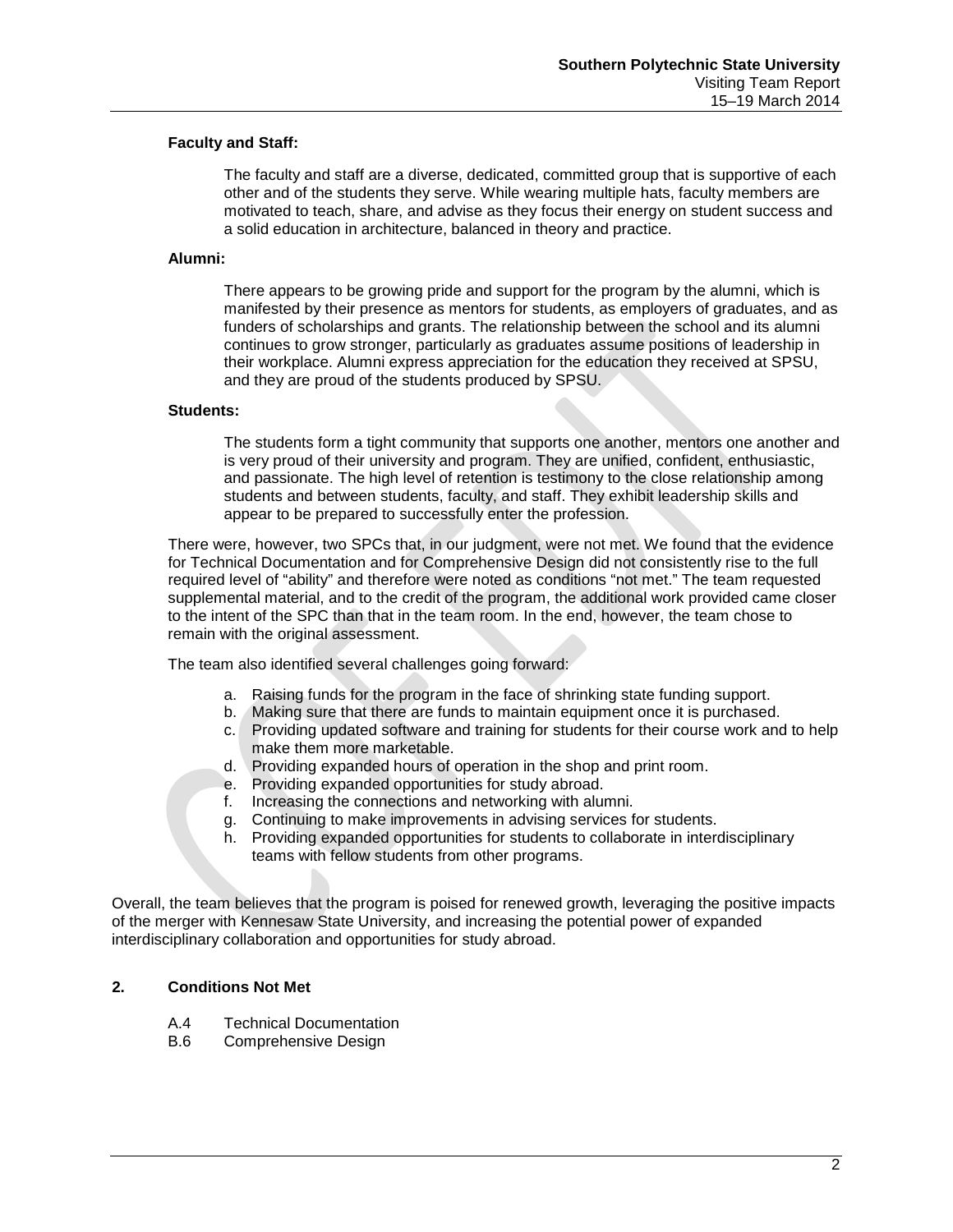**Faculty and Staff:**

The faculty and staff are a diverse, dedicated, committed group that is supportive of each other and of the students they serve. While wearing multiple hats, faculty members are motivated to teach, share, and advise as they focus their energy on student success and a solid education in architecture, balanced in theory and practice.

**Alumni:**

There appears to be growing pride and support for the program by the alumni, which is manifested by their presence as mentors for students, as employers of graduates, and as funders of scholarships and grants. The relationship between the school and its alumni continues to grow stronger, particularly as graduates assume positions of leadership in their workplace. Alumni express appreciation for the education they received at SPSU, and they are proud of the students produced by SPSU.

**Students:**

The students form a tight community that supports one another, mentors one another and is very proud of their university and program. They are unified, confident, enthusiastic, and passionate. The high level of retention is testimony to the close relationship among students and between students, faculty, and staff. They exhibit leadership skills and appear to be prepared to successfully enter the profession.

There were, however, two SPCs that, in our judgment, were not met. We found that the evidence for Technical Documentation and for Comprehensive Design did not consistently rise to the full required level of "ability" and therefore were noted as conditions "not met." The team requested supplemental material, and to the credit of the program, the additional work provided came closer to the intent of the SPC than that in the team room. In the end, however, the team chose to remain with the original assessment.

The team also identified several challenges going forward:

a. Raising funds for the program in the face of shrinking state funding support.
b. Making sure that there are funds to maintain equipment once it is purchased.
c. Providing updated software and training for students for their course work and to help make them more marketable.
d. Providing expanded hours of operation in the shop and print room.
e. Providing expanded opportunities for study abroad.
f. Increasing the connections and networking with alumni.
g. Continuing to make improvements in advising services for students.
h. Providing expanded opportunities for students to collaborate in interdisciplinary teams with fellow students from other programs.

Overall, the team believes that the program is poised for renewed growth, leveraging the positive impacts of the merger with Kennesaw State University, and increasing the potential power of expanded interdisciplinary collaboration and opportunities for study abroad.

## 2. Conditions Not Met

A.4 Technical Documentation
B.6 Comprehensive Design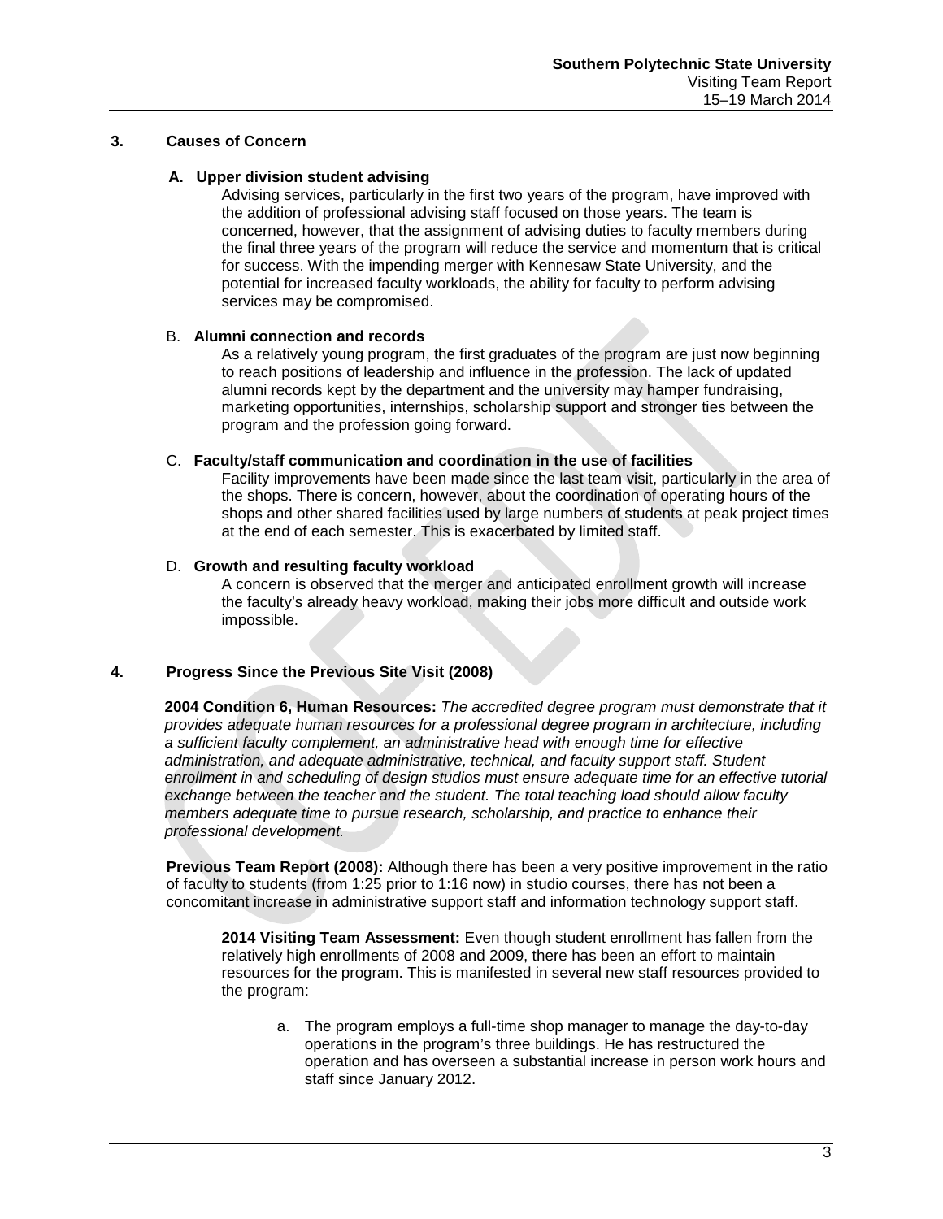## 3. Causes of Concern

### A. Upper division student advising

Advising services, particularly in the first two years of the program, have improved with the addition of professional advising staff focused on those years. The team is concerned, however, that the assignment of advising duties to faculty members during the final three years of the program will reduce the service and momentum that is critical for success. With the impending merger with Kennesaw State University, and the potential for increased faculty workloads, the ability for faculty to perform advising services may be compromised.

### B. Alumni connection and records

As a relatively young program, the first graduates of the program are just now beginning to reach positions of leadership and influence in the profession. The lack of updated alumni records kept by the department and the university may hamper fundraising, marketing opportunities, internships, scholarship support and stronger ties between the program and the profession going forward.

### C. Faculty/staff communication and coordination in the use of facilities

Facility improvements have been made since the last team visit, particularly in the area of the shops. There is concern, however, about the coordination of operating hours of the shops and other shared facilities used by large numbers of students at peak project times at the end of each semester. This is exacerbated by limited staff.

### D. Growth and resulting faculty workload

A concern is observed that the merger and anticipated enrollment growth will increase the faculty's already heavy workload, making their jobs more difficult and outside work impossible.

## 4. Progress Since the Previous Site Visit (2008)

**2004 Condition 6, Human Resources:** *The accredited degree program must demonstrate that it provides adequate human resources for a professional degree program in architecture, including a sufficient faculty complement, an administrative head with enough time for effective administration, and adequate administrative, technical, and faculty support staff. Student enrollment in and scheduling of design studios must ensure adequate time for an effective tutorial exchange between the teacher and the student. The total teaching load should allow faculty members adequate time to pursue research, scholarship, and practice to enhance their professional development.*

**Previous Team Report (2008):** Although there has been a very positive improvement in the ratio of faculty to students (from 1:25 prior to 1:16 now) in studio courses, there has not been a concomitant increase in administrative support staff and information technology support staff.

**2014 Visiting Team Assessment:** Even though student enrollment has fallen from the relatively high enrollments of 2008 and 2009, there has been an effort to maintain resources for the program. This is manifested in several new staff resources provided to the program:

a. The program employs a full-time shop manager to manage the day-to-day operations in the program's three buildings. He has restructured the operation and has overseen a substantial increase in person work hours and staff since January 2012.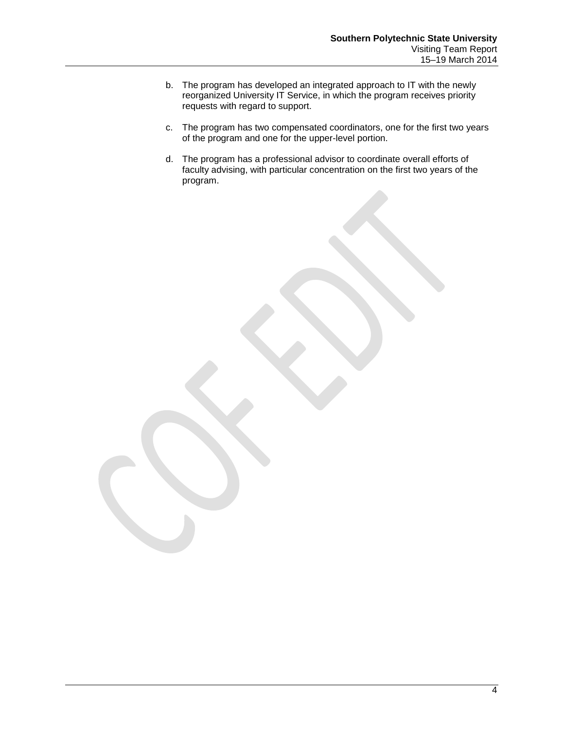b. The program has developed an integrated approach to IT with the newly reorganized University IT Service, in which the program receives priority requests with regard to support.

c. The program has two compensated coordinators, one for the first two years of the program and one for the upper-level portion.

d. The program has a professional advisor to coordinate overall efforts of faculty advising, with particular concentration on the first two years of the program.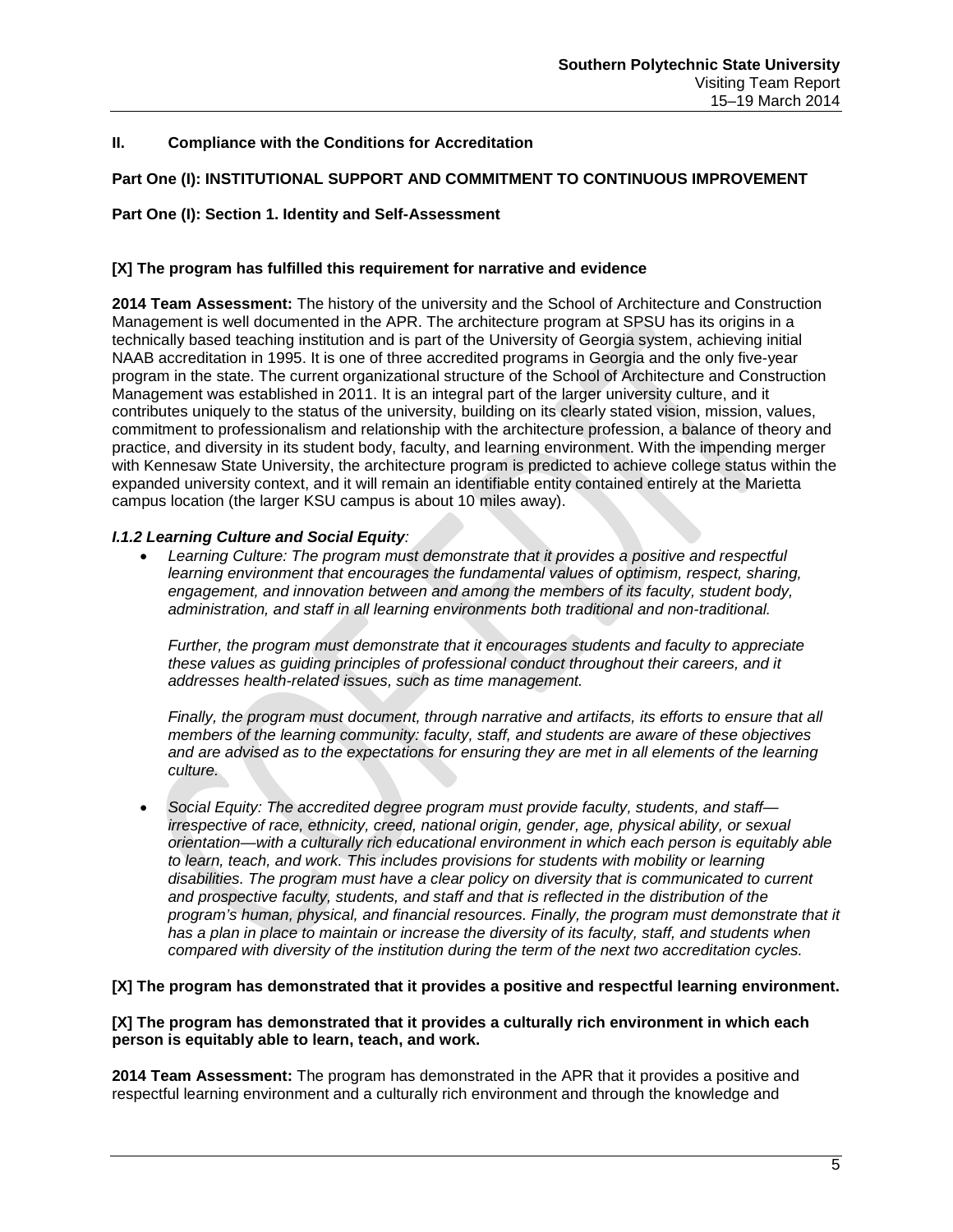## II. Compliance with the Conditions for Accreditation

### Part One (I): INSTITUTIONAL SUPPORT AND COMMITMENT TO CONTINUOUS IMPROVEMENT

### Part One (I): Section 1. Identity and Self-Assessment

**[X] The program has fulfilled this requirement for narrative and evidence**

**2014 Team Assessment:** The history of the university and the School of Architecture and Construction Management is well documented in the APR. The architecture program at SPSU has its origins in a technically based teaching institution and is part of the University of Georgia system, achieving initial NAAB accreditation in 1995. It is one of three accredited programs in Georgia and the only five-year program in the state. The current organizational structure of the School of Architecture and Construction Management was established in 2011. It is an integral part of the larger university culture, and it contributes uniquely to the status of the university, building on its clearly stated vision, mission, values, commitment to professionalism and relationship with the architecture profession, a balance of theory and practice, and diversity in its student body, faculty, and learning environment. With the impending merger with Kennesaw State University, the architecture program is predicted to achieve college status within the expanded university context, and it will remain an identifiable entity contained entirely at the Marietta campus location (the larger KSU campus is about 10 miles away).

***I.1.2 Learning Culture and Social Equity:***

- *Learning Culture: The program must demonstrate that it provides a positive and respectful learning environment that encourages the fundamental values of optimism, respect, sharing, engagement, and innovation between and among the members of its faculty, student body, administration, and staff in all learning environments both traditional and non-traditional.*

  *Further, the program must demonstrate that it encourages students and faculty to appreciate these values as guiding principles of professional conduct throughout their careers, and it addresses health-related issues, such as time management.*

  *Finally, the program must document, through narrative and artifacts, its efforts to ensure that all members of the learning community: faculty, staff, and students are aware of these objectives and are advised as to the expectations for ensuring they are met in all elements of the learning culture.*

- *Social Equity: The accredited degree program must provide faculty, students, and staff—irrespective of race, ethnicity, creed, national origin, gender, age, physical ability, or sexual orientation—with a culturally rich educational environment in which each person is equitably able to learn, teach, and work. This includes provisions for students with mobility or learning disabilities. The program must have a clear policy on diversity that is communicated to current and prospective faculty, students, and staff and that is reflected in the distribution of the program's human, physical, and financial resources. Finally, the program must demonstrate that it has a plan in place to maintain or increase the diversity of its faculty, staff, and students when compared with diversity of the institution during the term of the next two accreditation cycles.*

**[X] The program has demonstrated that it provides a positive and respectful learning environment.**

**[X] The program has demonstrated that it provides a culturally rich environment in which each person is equitably able to learn, teach, and work.**

**2014 Team Assessment:** The program has demonstrated in the APR that it provides a positive and respectful learning environment and a culturally rich environment and through the knowledge and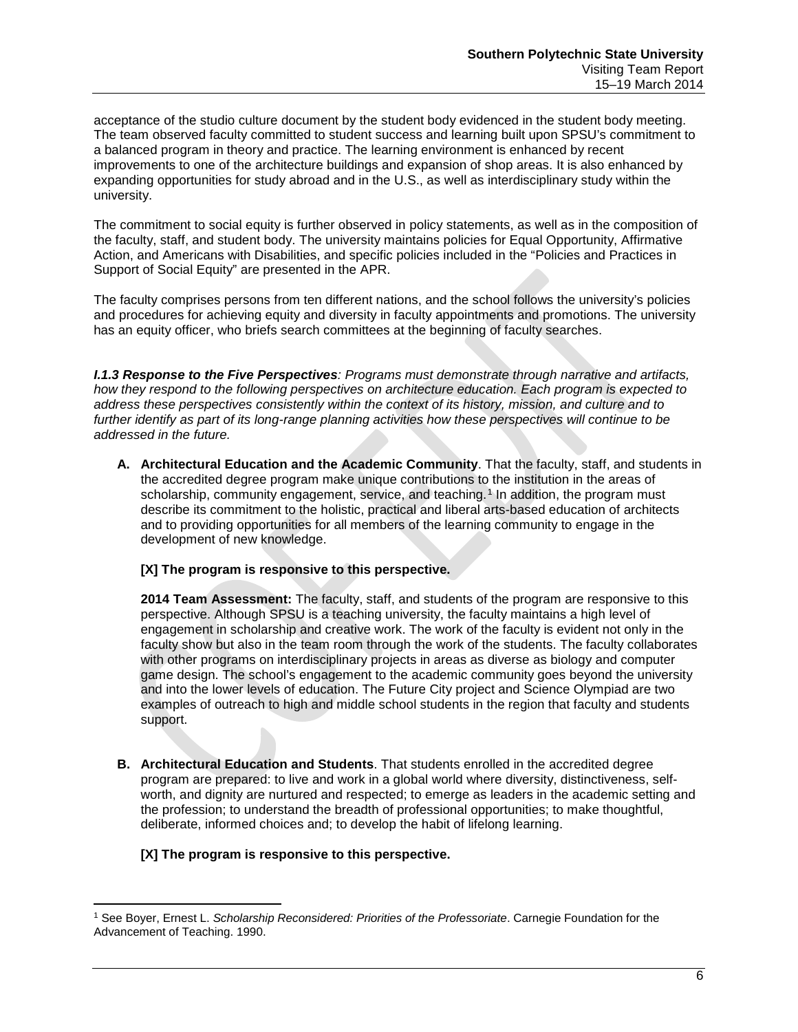acceptance of the studio culture document by the student body evidenced in the student body meeting. The team observed faculty committed to student success and learning built upon SPSU's commitment to a balanced program in theory and practice. The learning environment is enhanced by recent improvements to one of the architecture buildings and expansion of shop areas. It is also enhanced by expanding opportunities for study abroad and in the U.S., as well as interdisciplinary study within the university.

The commitment to social equity is further observed in policy statements, as well as in the composition of the faculty, staff, and student body. The university maintains policies for Equal Opportunity, Affirmative Action, and Americans with Disabilities, and specific policies included in the "Policies and Practices in Support of Social Equity" are presented in the APR.

The faculty comprises persons from ten different nations, and the school follows the university's policies and procedures for achieving equity and diversity in faculty appointments and promotions. The university has an equity officer, who briefs search committees at the beginning of faculty searches.

***I.1.3 Response to the Five Perspectives****: Programs must demonstrate through narrative and artifacts, how they respond to the following perspectives on architecture education. Each program is expected to address these perspectives consistently within the context of its history, mission, and culture and to further identify as part of its long-range planning activities how these perspectives will continue to be addressed in the future.*

**A. Architectural Education and the Academic Community**. That the faculty, staff, and students in the accredited degree program make unique contributions to the institution in the areas of scholarship, community engagement, service, and teaching.[1] In addition, the program must describe its commitment to the holistic, practical and liberal arts-based education of architects and to providing opportunities for all members of the learning community to engage in the development of new knowledge.

**[X] The program is responsive to this perspective.**

**2014 Team Assessment:** The faculty, staff, and students of the program are responsive to this perspective. Although SPSU is a teaching university, the faculty maintains a high level of engagement in scholarship and creative work. The work of the faculty is evident not only in the faculty show but also in the team room through the work of the students. The faculty collaborates with other programs on interdisciplinary projects in areas as diverse as biology and computer game design. The school's engagement to the academic community goes beyond the university and into the lower levels of education. The Future City project and Science Olympiad are two examples of outreach to high and middle school students in the region that faculty and students support.

**B. Architectural Education and Students**. That students enrolled in the accredited degree program are prepared: to live and work in a global world where diversity, distinctiveness, self-worth, and dignity are nurtured and respected; to emerge as leaders in the academic setting and the profession; to understand the breadth of professional opportunities; to make thoughtful, deliberate, informed choices and; to develop the habit of lifelong learning.

**[X] The program is responsive to this perspective.**

---

[1] See Boyer, Ernest L. *Scholarship Reconsidered: Priorities of the Professoriate*. Carnegie Foundation for the Advancement of Teaching. 1990.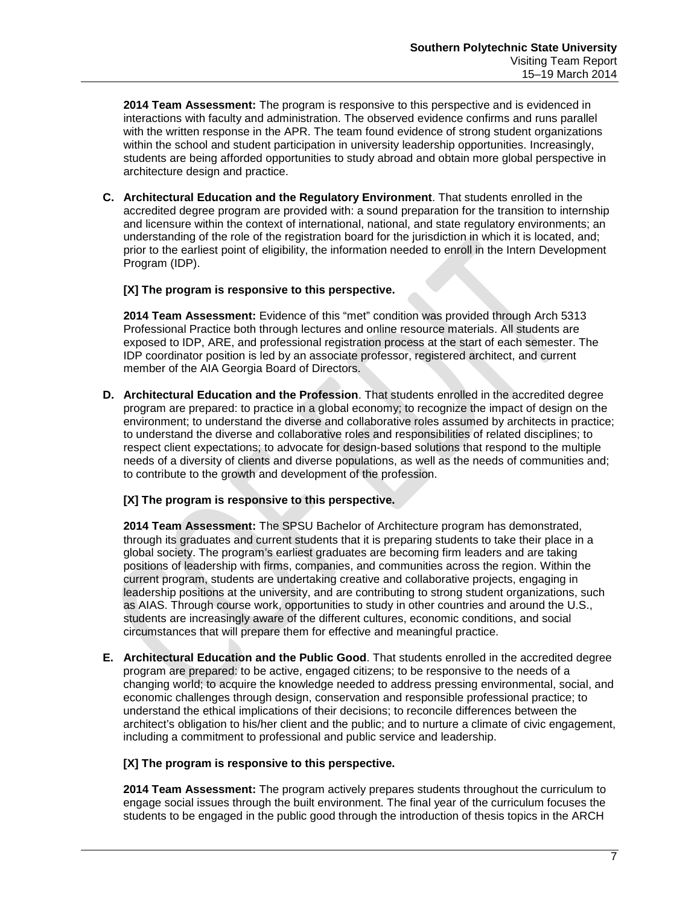**2014 Team Assessment:** The program is responsive to this perspective and is evidenced in interactions with faculty and administration. The observed evidence confirms and runs parallel with the written response in the APR. The team found evidence of strong student organizations within the school and student participation in university leadership opportunities. Increasingly, students are being afforded opportunities to study abroad and obtain more global perspective in architecture design and practice.

**C. Architectural Education and the Regulatory Environment**. That students enrolled in the accredited degree program are provided with: a sound preparation for the transition to internship and licensure within the context of international, national, and state regulatory environments; an understanding of the role of the registration board for the jurisdiction in which it is located, and; prior to the earliest point of eligibility, the information needed to enroll in the Intern Development Program (IDP).

**[X] The program is responsive to this perspective.**

**2014 Team Assessment:** Evidence of this "met" condition was provided through Arch 5313 Professional Practice both through lectures and online resource materials. All students are exposed to IDP, ARE, and professional registration process at the start of each semester. The IDP coordinator position is led by an associate professor, registered architect, and current member of the AIA Georgia Board of Directors.

**D. Architectural Education and the Profession**. That students enrolled in the accredited degree program are prepared: to practice in a global economy; to recognize the impact of design on the environment; to understand the diverse and collaborative roles assumed by architects in practice; to understand the diverse and collaborative roles and responsibilities of related disciplines; to respect client expectations; to advocate for design-based solutions that respond to the multiple needs of a diversity of clients and diverse populations, as well as the needs of communities and; to contribute to the growth and development of the profession.

**[X] The program is responsive to this perspective.**

**2014 Team Assessment:** The SPSU Bachelor of Architecture program has demonstrated, through its graduates and current students that it is preparing students to take their place in a global society. The program's earliest graduates are becoming firm leaders and are taking positions of leadership with firms, companies, and communities across the region. Within the current program, students are undertaking creative and collaborative projects, engaging in leadership positions at the university, and are contributing to strong student organizations, such as AIAS. Through course work, opportunities to study in other countries and around the U.S., students are increasingly aware of the different cultures, economic conditions, and social circumstances that will prepare them for effective and meaningful practice.

**E. Architectural Education and the Public Good**. That students enrolled in the accredited degree program are prepared: to be active, engaged citizens; to be responsive to the needs of a changing world; to acquire the knowledge needed to address pressing environmental, social, and economic challenges through design, conservation and responsible professional practice; to understand the ethical implications of their decisions; to reconcile differences between the architect's obligation to his/her client and the public; and to nurture a climate of civic engagement, including a commitment to professional and public service and leadership.

**[X] The program is responsive to this perspective.**

**2014 Team Assessment:** The program actively prepares students throughout the curriculum to engage social issues through the built environment. The final year of the curriculum focuses the students to be engaged in the public good through the introduction of thesis topics in the ARCH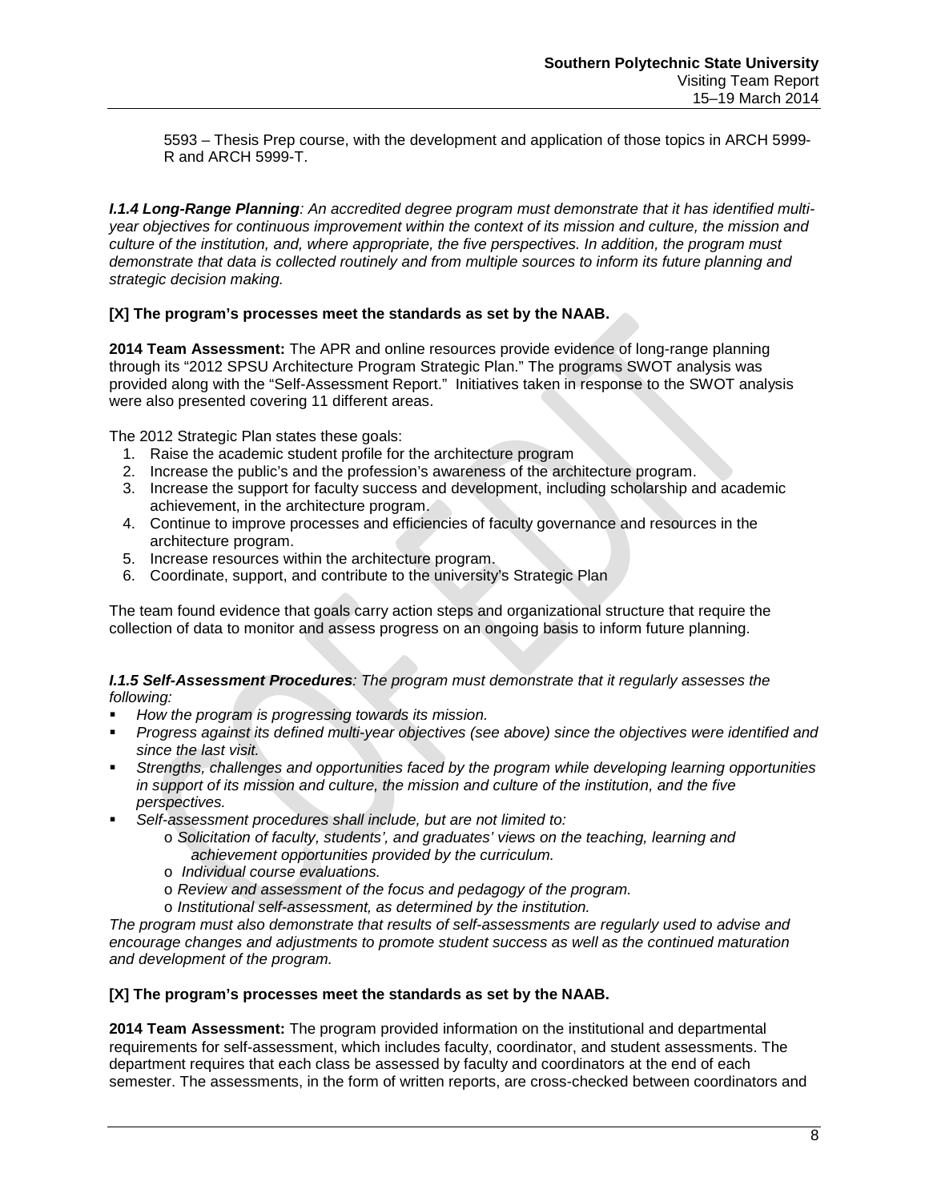5593 – Thesis Prep course, with the development and application of those topics in ARCH 5999-R and ARCH 5999-T.

***I.1.4 Long-Range Planning****: An accredited degree program must demonstrate that it has identified multi-year objectives for continuous improvement within the context of its mission and culture, the mission and culture of the institution, and, where appropriate, the five perspectives. In addition, the program must demonstrate that data is collected routinely and from multiple sources to inform its future planning and strategic decision making.*

**[X] The program's processes meet the standards as set by the NAAB.**

**2014 Team Assessment:** The APR and online resources provide evidence of long-range planning through its "2012 SPSU Architecture Program Strategic Plan." The programs SWOT analysis was provided along with the "Self-Assessment Report." Initiatives taken in response to the SWOT analysis were also presented covering 11 different areas.

The 2012 Strategic Plan states these goals:

1. Raise the academic student profile for the architecture program
2. Increase the public's and the profession's awareness of the architecture program.
3. Increase the support for faculty success and development, including scholarship and academic achievement, in the architecture program.
4. Continue to improve processes and efficiencies of faculty governance and resources in the architecture program.
5. Increase resources within the architecture program.
6. Coordinate, support, and contribute to the university's Strategic Plan

The team found evidence that goals carry action steps and organizational structure that require the collection of data to monitor and assess progress on an ongoing basis to inform future planning.

***I.1.5 Self-Assessment Procedures****: The program must demonstrate that it regularly assesses the following:*

- *How the program is progressing towards its mission.*
- *Progress against its defined multi-year objectives (see above) since the objectives were identified and since the last visit.*
- *Strengths, challenges and opportunities faced by the program while developing learning opportunities in support of its mission and culture, the mission and culture of the institution, and the five perspectives.*
- *Self-assessment procedures shall include, but are not limited to:*
  - *Solicitation of faculty, students', and graduates' views on the teaching, learning and achievement opportunities provided by the curriculum.*
  - *Individual course evaluations.*
  - *Review and assessment of the focus and pedagogy of the program.*
  - *Institutional self-assessment, as determined by the institution.*

*The program must also demonstrate that results of self-assessments are regularly used to advise and encourage changes and adjustments to promote student success as well as the continued maturation and development of the program.*

**[X] The program's processes meet the standards as set by the NAAB.**

**2014 Team Assessment:** The program provided information on the institutional and departmental requirements for self-assessment, which includes faculty, coordinator, and student assessments. The department requires that each class be assessed by faculty and coordinators at the end of each semester. The assessments, in the form of written reports, are cross-checked between coordinators and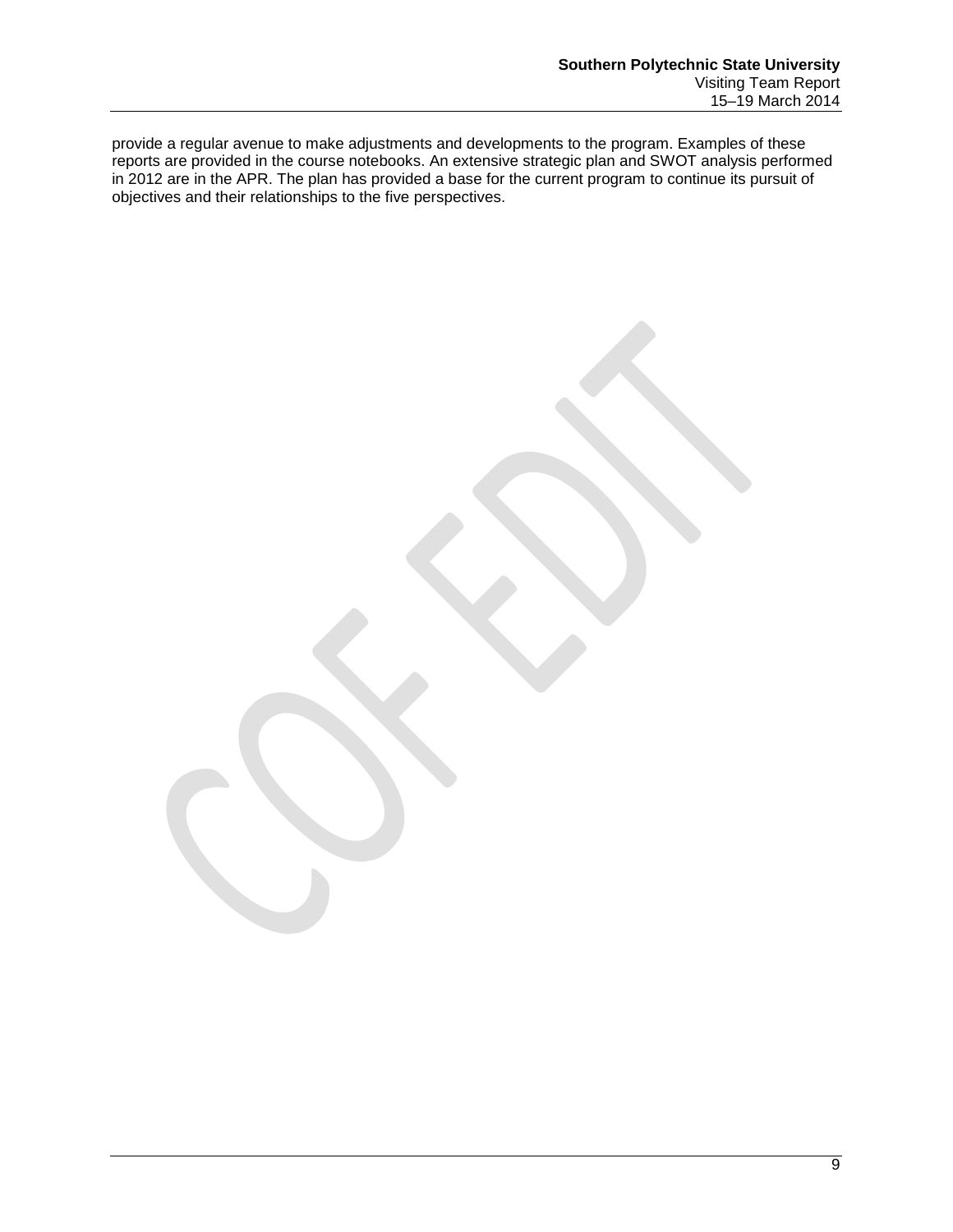provide a regular avenue to make adjustments and developments to the program. Examples of these reports are provided in the course notebooks. An extensive strategic plan and SWOT analysis performed in 2012 are in the APR. The plan has provided a base for the current program to continue its pursuit of objectives and their relationships to the five perspectives.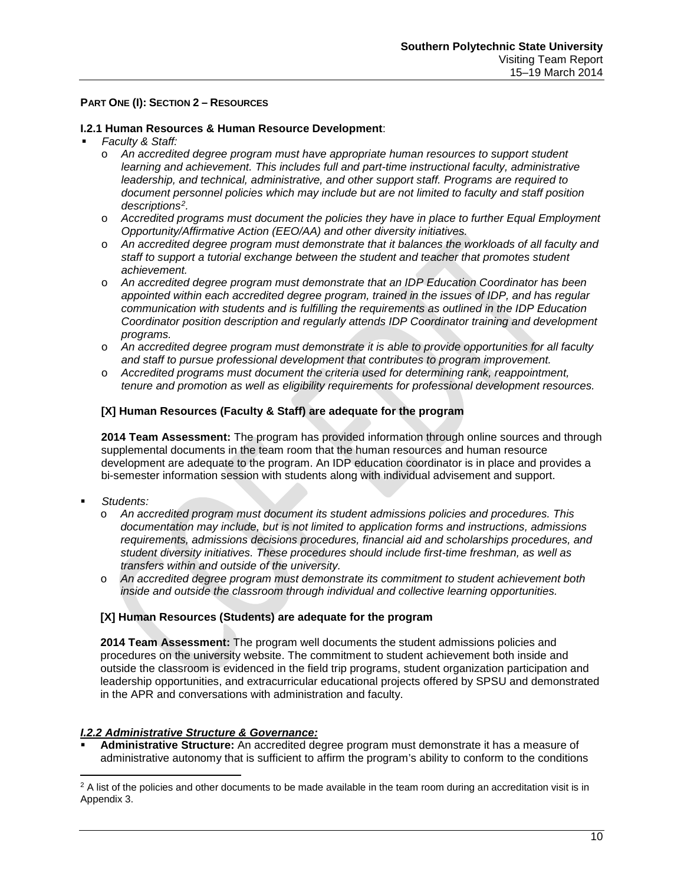**PART ONE (I): SECTION 2 – RESOURCES**

**I.2.1 Human Resources & Human Resource Development**:

- *Faculty & Staff:*
  - o *An accredited degree program must have appropriate human resources to support student learning and achievement. This includes full and part-time instructional faculty, administrative leadership, and technical, administrative, and other support staff. Programs are required to document personnel policies which may include but are not limited to faculty and staff position descriptions[2].*
  - o *Accredited programs must document the policies they have in place to further Equal Employment Opportunity/Affirmative Action (EEO/AA) and other diversity initiatives.*
  - o *An accredited degree program must demonstrate that it balances the workloads of all faculty and staff to support a tutorial exchange between the student and teacher that promotes student achievement.*
  - o *An accredited degree program must demonstrate that an IDP Education Coordinator has been appointed within each accredited degree program, trained in the issues of IDP, and has regular communication with students and is fulfilling the requirements as outlined in the IDP Education Coordinator position description and regularly attends IDP Coordinator training and development programs.*
  - o *An accredited degree program must demonstrate it is able to provide opportunities for all faculty and staff to pursue professional development that contributes to program improvement.*
  - o *Accredited programs must document the criteria used for determining rank, reappointment, tenure and promotion as well as eligibility requirements for professional development resources.*

  **[X] Human Resources (Faculty & Staff) are adequate for the program**

  **2014 Team Assessment:** The program has provided information through online sources and through supplemental documents in the team room that the human resources and human resource development are adequate to the program. An IDP education coordinator is in place and provides a bi-semester information session with students along with individual advisement and support.

- *Students:*
  - o *An accredited program must document its student admissions policies and procedures. This documentation may include, but is not limited to application forms and instructions, admissions requirements, admissions decisions procedures, financial aid and scholarships procedures, and student diversity initiatives. These procedures should include first-time freshman, as well as transfers within and outside of the university.*
  - o *An accredited degree program must demonstrate its commitment to student achievement both inside and outside the classroom through individual and collective learning opportunities.*

  **[X] Human Resources (Students) are adequate for the program**

  **2014 Team Assessment:** The program well documents the student admissions policies and procedures on the university website. The commitment to student achievement both inside and outside the classroom is evidenced in the field trip programs, student organization participation and leadership opportunities, and extracurricular educational projects offered by SPSU and demonstrated in the APR and conversations with administration and faculty.

***I.2.2 Administrative Structure & Governance:***

- **Administrative Structure:** An accredited degree program must demonstrate it has a measure of administrative autonomy that is sufficient to affirm the program's ability to conform to the conditions

---

[2] A list of the policies and other documents to be made available in the team room during an accreditation visit is in Appendix 3.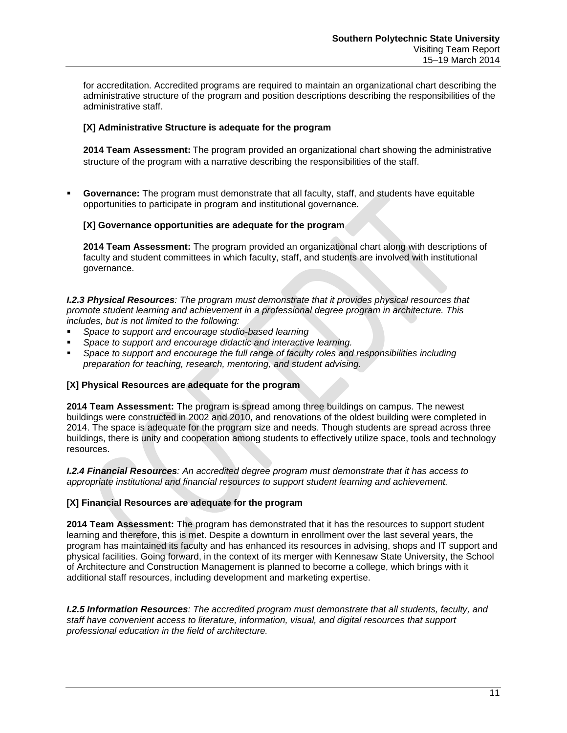for accreditation. Accredited programs are required to maintain an organizational chart describing the administrative structure of the program and position descriptions describing the responsibilities of the administrative staff.

**[X] Administrative Structure is adequate for the program**

**2014 Team Assessment:** The program provided an organizational chart showing the administrative structure of the program with a narrative describing the responsibilities of the staff.

- **Governance:** The program must demonstrate that all faculty, staff, and students have equitable opportunities to participate in program and institutional governance.

  **[X] Governance opportunities are adequate for the program**

  **2014 Team Assessment:** The program provided an organizational chart along with descriptions of faculty and student committees in which faculty, staff, and students are involved with institutional governance.

***I.2.3 Physical Resources****: The program must demonstrate that it provides physical resources that promote student learning and achievement in a professional degree program in architecture. This includes, but is not limited to the following:*

- *Space to support and encourage studio-based learning*
- *Space to support and encourage didactic and interactive learning.*
- *Space to support and encourage the full range of faculty roles and responsibilities including preparation for teaching, research, mentoring, and student advising.*

**[X] Physical Resources are adequate for the program**

**2014 Team Assessment:** The program is spread among three buildings on campus. The newest buildings were constructed in 2002 and 2010, and renovations of the oldest building were completed in 2014. The space is adequate for the program size and needs. Though students are spread across three buildings, there is unity and cooperation among students to effectively utilize space, tools and technology resources.

***I.2.4 Financial Resources****: An accredited degree program must demonstrate that it has access to appropriate institutional and financial resources to support student learning and achievement.*

**[X] Financial Resources are adequate for the program**

**2014 Team Assessment:** The program has demonstrated that it has the resources to support student learning and therefore, this is met. Despite a downturn in enrollment over the last several years, the program has maintained its faculty and has enhanced its resources in advising, shops and IT support and physical facilities. Going forward, in the context of its merger with Kennesaw State University, the School of Architecture and Construction Management is planned to become a college, which brings with it additional staff resources, including development and marketing expertise.

***I.2.5 Information Resources****: The accredited program must demonstrate that all students, faculty, and staff have convenient access to literature, information, visual, and digital resources that support professional education in the field of architecture.*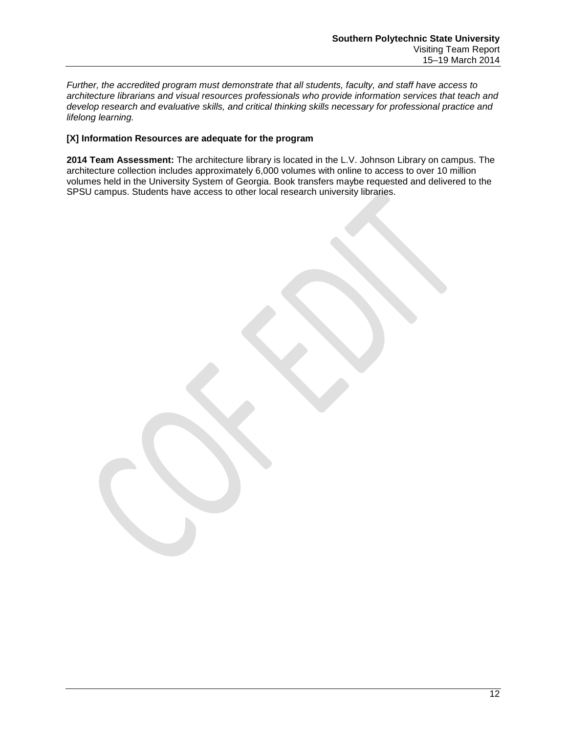*Further, the accredited program must demonstrate that all students, faculty, and staff have access to architecture librarians and visual resources professionals who provide information services that teach and develop research and evaluative skills, and critical thinking skills necessary for professional practice and lifelong learning.*

**[X] Information Resources are adequate for the program**

**2014 Team Assessment:** The architecture library is located in the L.V. Johnson Library on campus. The architecture collection includes approximately 6,000 volumes with online to access to over 10 million volumes held in the University System of Georgia. Book transfers maybe requested and delivered to the SPSU campus. Students have access to other local research university libraries.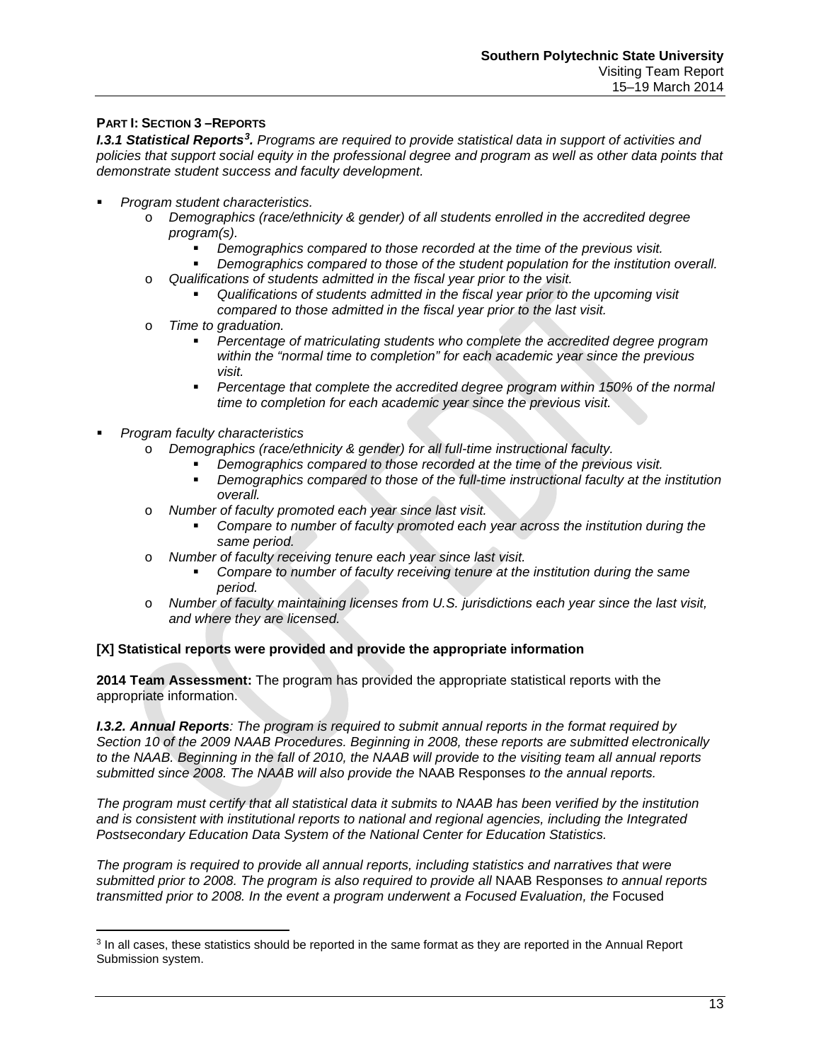**PART I: SECTION 3 –REPORTS**

***I.3.1 Statistical Reports[3].*** *Programs are required to provide statistical data in support of activities and policies that support social equity in the professional degree and program as well as other data points that demonstrate student success and faculty development.*

- *Program student characteristics.*
  - *Demographics (race/ethnicity & gender) of all students enrolled in the accredited degree program(s).*
    - *Demographics compared to those recorded at the time of the previous visit.*
    - *Demographics compared to those of the student population for the institution overall.*
  - *Qualifications of students admitted in the fiscal year prior to the visit.*
    - *Qualifications of students admitted in the fiscal year prior to the upcoming visit compared to those admitted in the fiscal year prior to the last visit.*
  - *Time to graduation.*
    - *Percentage of matriculating students who complete the accredited degree program within the "normal time to completion" for each academic year since the previous visit.*
    - *Percentage that complete the accredited degree program within 150% of the normal time to completion for each academic year since the previous visit.*
- *Program faculty characteristics*
  - *Demographics (race/ethnicity & gender) for all full-time instructional faculty.*
    - *Demographics compared to those recorded at the time of the previous visit.*
    - *Demographics compared to those of the full-time instructional faculty at the institution overall.*
  - *Number of faculty promoted each year since last visit.*
    - *Compare to number of faculty promoted each year across the institution during the same period.*
  - *Number of faculty receiving tenure each year since last visit.*
    - *Compare to number of faculty receiving tenure at the institution during the same period.*
  - *Number of faculty maintaining licenses from U.S. jurisdictions each year since the last visit, and where they are licensed.*

**[X] Statistical reports were provided and provide the appropriate information**

**2014 Team Assessment:** The program has provided the appropriate statistical reports with the appropriate information.

***I.3.2. Annual Reports****: The program is required to submit annual reports in the format required by Section 10 of the 2009 NAAB Procedures. Beginning in 2008, these reports are submitted electronically to the NAAB. Beginning in the fall of 2010, the NAAB will provide to the visiting team all annual reports submitted since 2008. The NAAB will also provide the* NAAB Responses *to the annual reports.*

*The program must certify that all statistical data it submits to NAAB has been verified by the institution and is consistent with institutional reports to national and regional agencies, including the Integrated Postsecondary Education Data System of the National Center for Education Statistics.*

*The program is required to provide all annual reports, including statistics and narratives that were submitted prior to 2008. The program is also required to provide all* NAAB Responses *to annual reports transmitted prior to 2008. In the event a program underwent a Focused Evaluation, the* Focused

[3] In all cases, these statistics should be reported in the same format as they are reported in the Annual Report Submission system.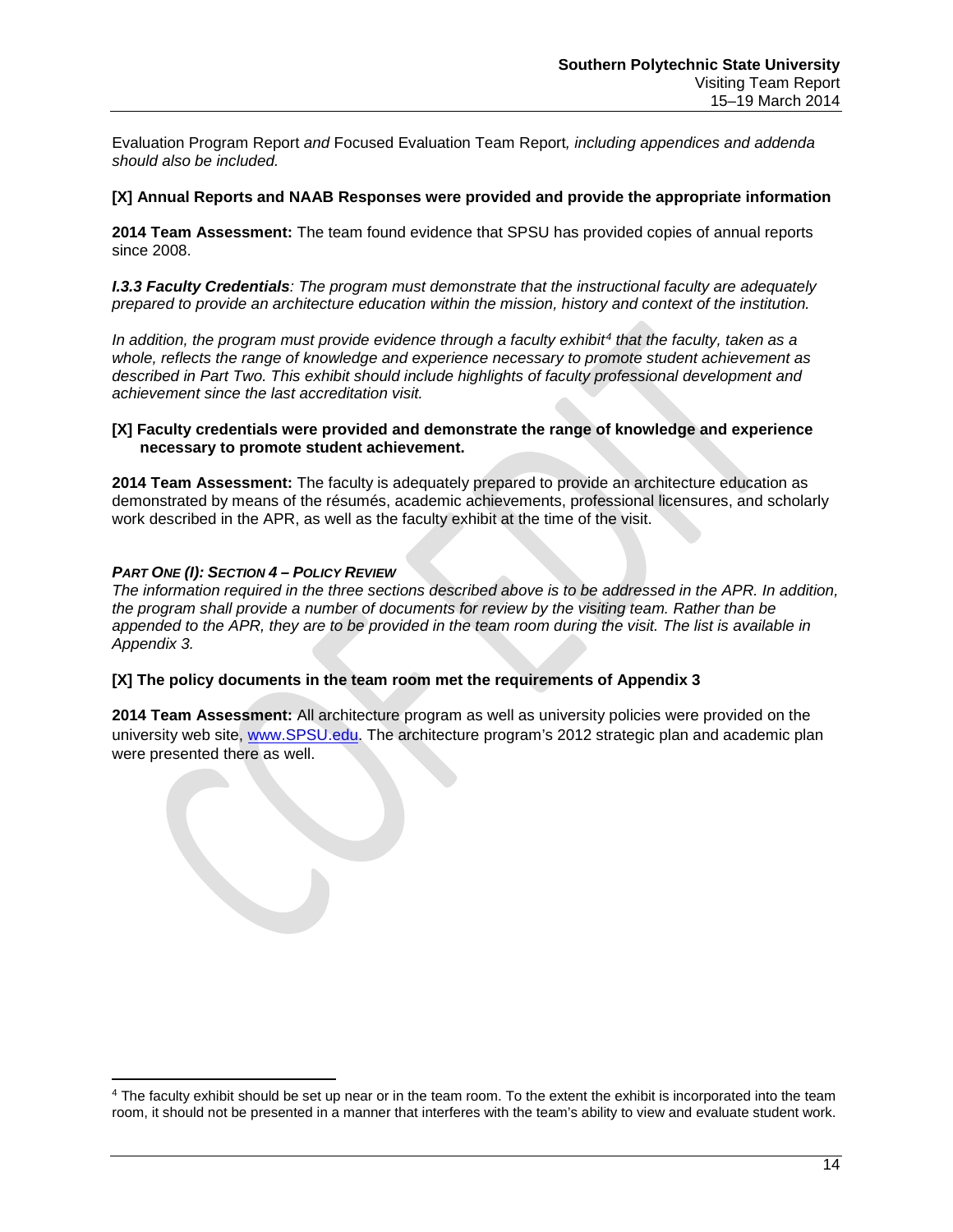Evaluation Program Report *and* Focused Evaluation Team Report*, including appendices and addenda should also be included.*

**[X] Annual Reports and NAAB Responses were provided and provide the appropriate information**

**2014 Team Assessment:** The team found evidence that SPSU has provided copies of annual reports since 2008.

***I.3.3 Faculty Credentials****: The program must demonstrate that the instructional faculty are adequately prepared to provide an architecture education within the mission, history and context of the institution.*

*In addition, the program must provide evidence through a faculty exhibit[4] that the faculty, taken as a whole, reflects the range of knowledge and experience necessary to promote student achievement as described in Part Two. This exhibit should include highlights of faculty professional development and achievement since the last accreditation visit.*

**[X] Faculty credentials were provided and demonstrate the range of knowledge and experience necessary to promote student achievement.**

**2014 Team Assessment:** The faculty is adequately prepared to provide an architecture education as demonstrated by means of the résumés, academic achievements, professional licensures, and scholarly work described in the APR, as well as the faculty exhibit at the time of the visit.

***PART ONE (I): SECTION 4 – POLICY REVIEW***

*The information required in the three sections described above is to be addressed in the APR. In addition, the program shall provide a number of documents for review by the visiting team. Rather than be appended to the APR, they are to be provided in the team room during the visit. The list is available in Appendix 3.*

**[X] The policy documents in the team room met the requirements of Appendix 3**

**2014 Team Assessment:** All architecture program as well as university policies were provided on the university web site, www.SPSU.edu. The architecture program's 2012 strategic plan and academic plan were presented there as well.

---

[4] The faculty exhibit should be set up near or in the team room. To the extent the exhibit is incorporated into the team room, it should not be presented in a manner that interferes with the team's ability to view and evaluate student work.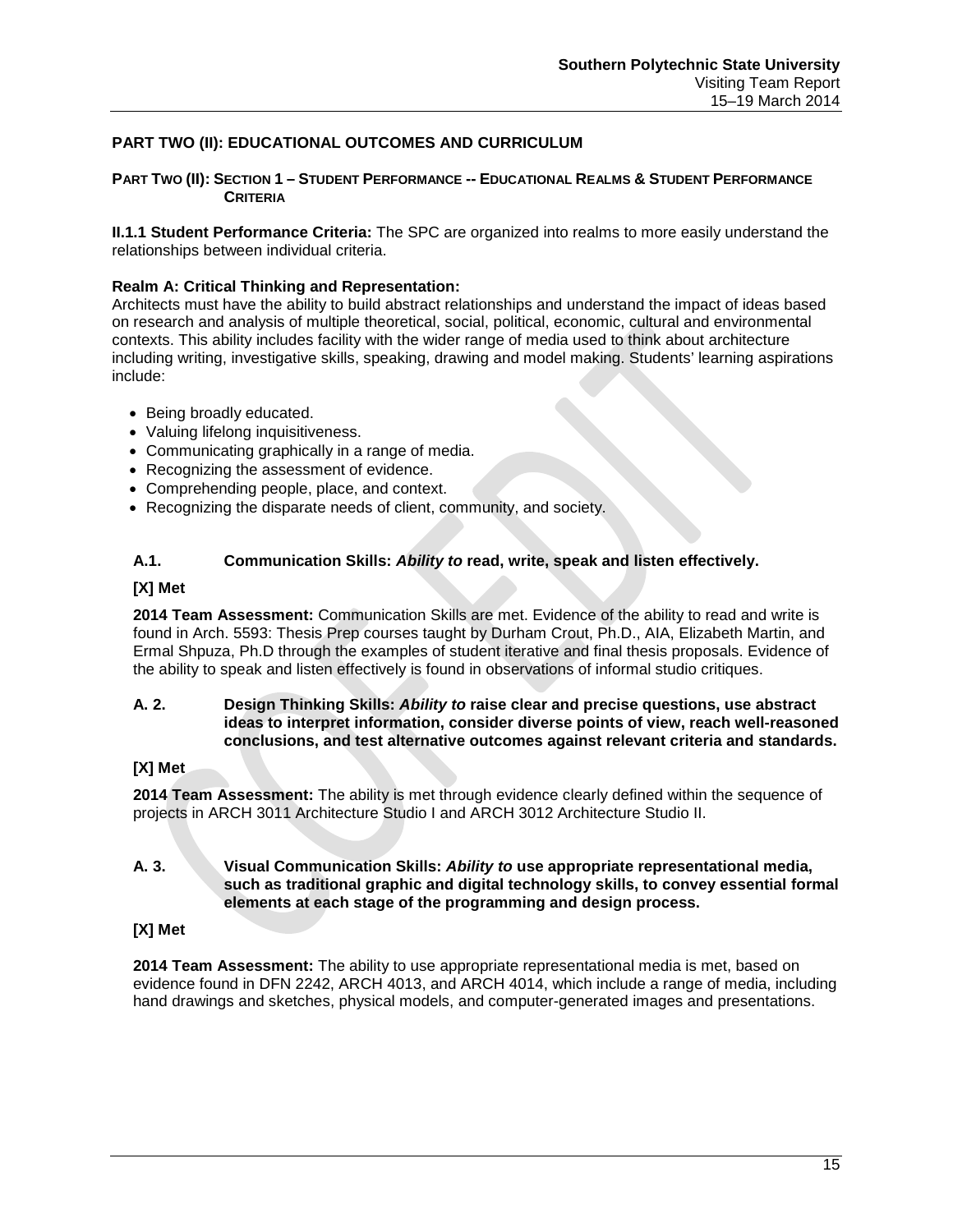## PART TWO (II): EDUCATIONAL OUTCOMES AND CURRICULUM

### PART TWO (II): SECTION 1 – STUDENT PERFORMANCE -- EDUCATIONAL REALMS & STUDENT PERFORMANCE CRITERIA

**II.1.1 Student Performance Criteria:** The SPC are organized into realms to more easily understand the relationships between individual criteria.

**Realm A: Critical Thinking and Representation:**
Architects must have the ability to build abstract relationships and understand the impact of ideas based on research and analysis of multiple theoretical, social, political, economic, cultural and environmental contexts. This ability includes facility with the wider range of media used to think about architecture including writing, investigative skills, speaking, drawing and model making. Students' learning aspirations include:

- Being broadly educated.
- Valuing lifelong inquisitiveness.
- Communicating graphically in a range of media.
- Recognizing the assessment of evidence.
- Comprehending people, place, and context.
- Recognizing the disparate needs of client, community, and society.

**A.1. Communication Skills: *Ability to* read, write, speak and listen effectively.**

**[X] Met**

**2014 Team Assessment:** Communication Skills are met. Evidence of the ability to read and write is found in Arch. 5593: Thesis Prep courses taught by Durham Crout, Ph.D., AIA, Elizabeth Martin, and Ermal Shpuza, Ph.D through the examples of student iterative and final thesis proposals. Evidence of the ability to speak and listen effectively is found in observations of informal studio critiques.

**A. 2. Design Thinking Skills: *Ability to* raise clear and precise questions, use abstract ideas to interpret information, consider diverse points of view, reach well-reasoned conclusions, and test alternative outcomes against relevant criteria and standards.**

**[X] Met**

**2014 Team Assessment:** The ability is met through evidence clearly defined within the sequence of projects in ARCH 3011 Architecture Studio I and ARCH 3012 Architecture Studio II.

**A. 3. Visual Communication Skills: *Ability to* use appropriate representational media, such as traditional graphic and digital technology skills, to convey essential formal elements at each stage of the programming and design process.**

**[X] Met**

**2014 Team Assessment:** The ability to use appropriate representational media is met, based on evidence found in DFN 2242, ARCH 4013, and ARCH 4014, which include a range of media, including hand drawings and sketches, physical models, and computer-generated images and presentations.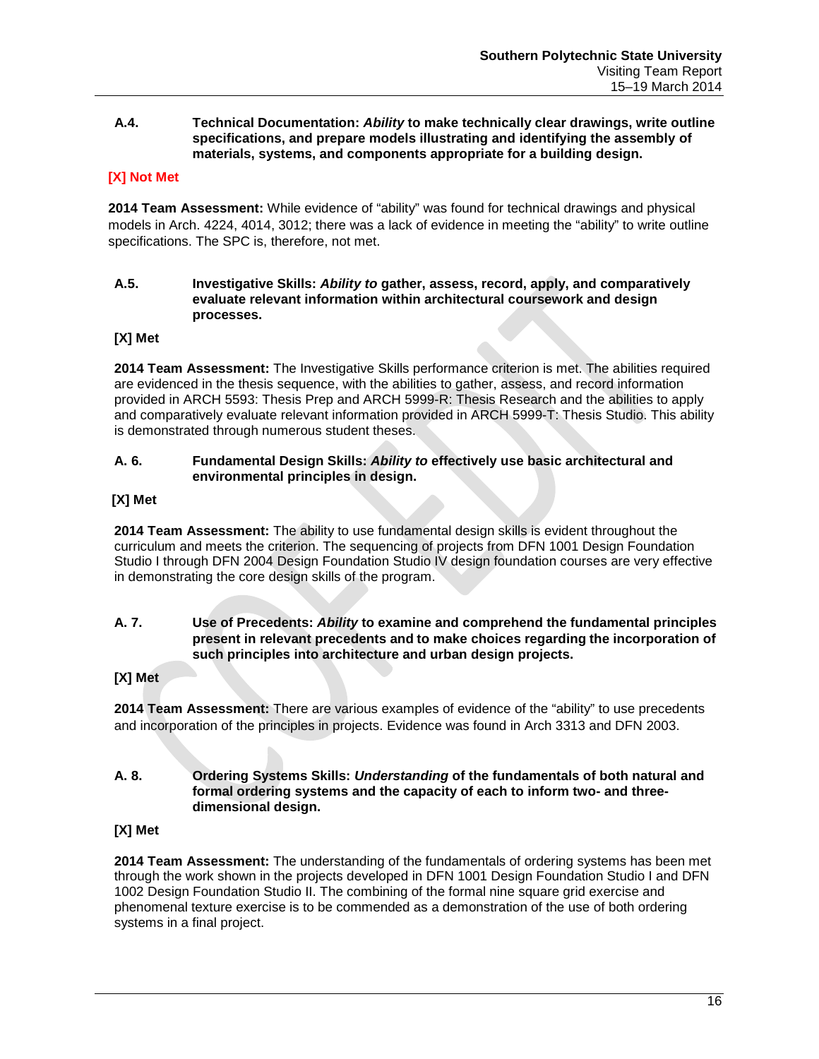**A.4. Technical Documentation:** ***Ability*** **to make technically clear drawings, write outline specifications, and prepare models illustrating and identifying the assembly of materials, systems, and components appropriate for a building design.**

**[X] Not Met**

**2014 Team Assessment:** While evidence of "ability" was found for technical drawings and physical models in Arch. 4224, 4014, 3012; there was a lack of evidence in meeting the "ability" to write outline specifications. The SPC is, therefore, not met.

**A.5. Investigative Skills:** ***Ability to*** **gather, assess, record, apply, and comparatively evaluate relevant information within architectural coursework and design processes.**

**[X] Met**

**2014 Team Assessment:** The Investigative Skills performance criterion is met. The abilities required are evidenced in the thesis sequence, with the abilities to gather, assess, and record information provided in ARCH 5593: Thesis Prep and ARCH 5999-R: Thesis Research and the abilities to apply and comparatively evaluate relevant information provided in ARCH 5999-T: Thesis Studio. This ability is demonstrated through numerous student theses.

**A. 6. Fundamental Design Skills:** ***Ability to*** **effectively use basic architectural and environmental principles in design.**

**[X] Met**

**2014 Team Assessment:** The ability to use fundamental design skills is evident throughout the curriculum and meets the criterion. The sequencing of projects from DFN 1001 Design Foundation Studio I through DFN 2004 Design Foundation Studio IV design foundation courses are very effective in demonstrating the core design skills of the program.

**A. 7. Use of Precedents:** ***Ability*** **to examine and comprehend the fundamental principles present in relevant precedents and to make choices regarding the incorporation of such principles into architecture and urban design projects.**

**[X] Met**

**2014 Team Assessment:** There are various examples of evidence of the "ability" to use precedents and incorporation of the principles in projects. Evidence was found in Arch 3313 and DFN 2003.

**A. 8. Ordering Systems Skills:** ***Understanding*** **of the fundamentals of both natural and formal ordering systems and the capacity of each to inform two- and three-dimensional design.**

**[X] Met**

**2014 Team Assessment:** The understanding of the fundamentals of ordering systems has been met through the work shown in the projects developed in DFN 1001 Design Foundation Studio I and DFN 1002 Design Foundation Studio II. The combining of the formal nine square grid exercise and phenomenal texture exercise is to be commended as a demonstration of the use of both ordering systems in a final project.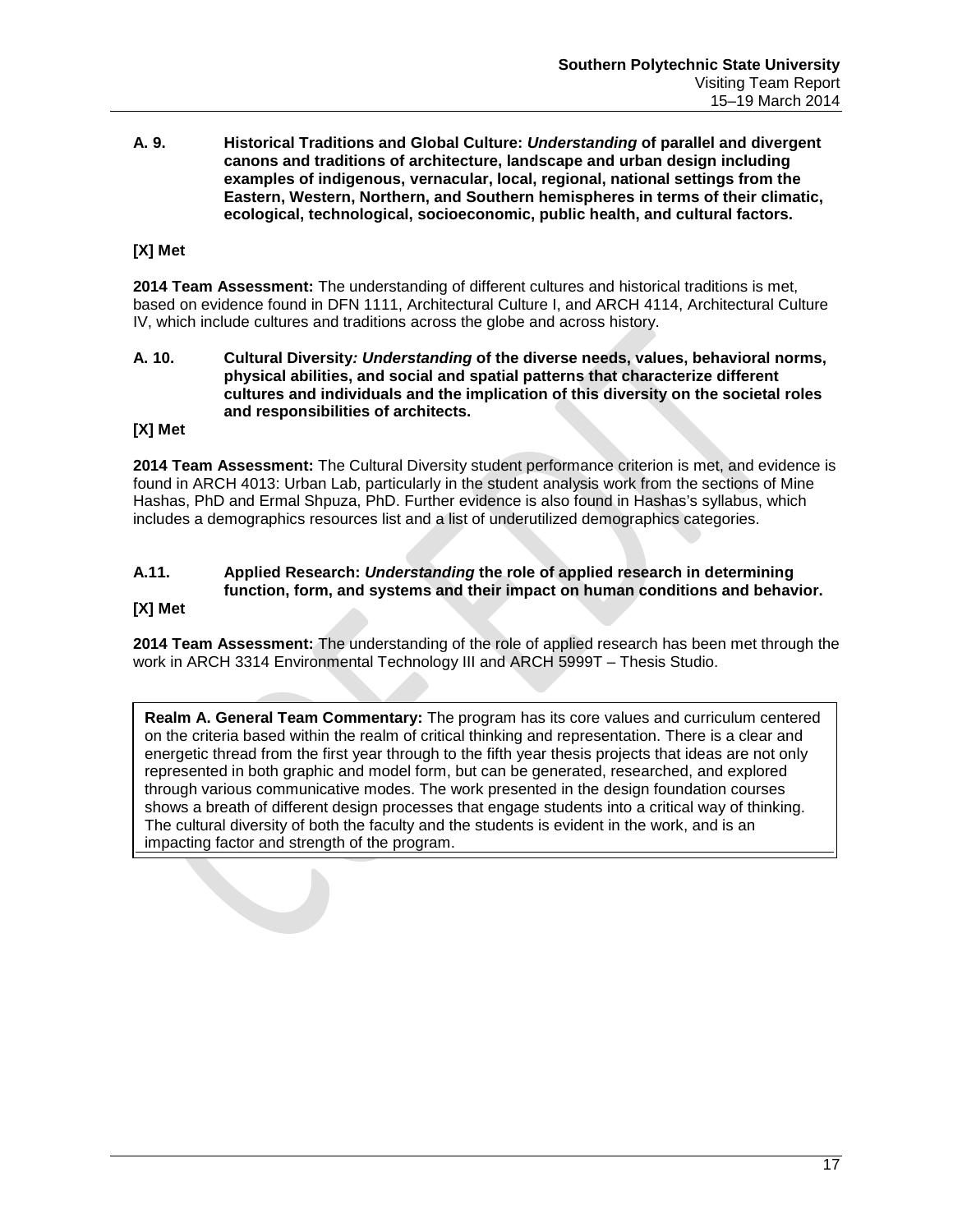**A. 9. Historical Traditions and Global Culture: *Understanding* of parallel and divergent canons and traditions of architecture, landscape and urban design including examples of indigenous, vernacular, local, regional, national settings from the Eastern, Western, Northern, and Southern hemispheres in terms of their climatic, ecological, technological, socioeconomic, public health, and cultural factors.**

**[X] Met**

**2014 Team Assessment:** The understanding of different cultures and historical traditions is met, based on evidence found in DFN 1111, Architectural Culture I, and ARCH 4114, Architectural Culture IV, which include cultures and traditions across the globe and across history.

**A. 10. Cultural Diversity*: Understanding* of the diverse needs, values, behavioral norms, physical abilities, and social and spatial patterns that characterize different cultures and individuals and the implication of this diversity on the societal roles and responsibilities of architects.**

**[X] Met**

**2014 Team Assessment:** The Cultural Diversity student performance criterion is met, and evidence is found in ARCH 4013: Urban Lab, particularly in the student analysis work from the sections of Mine Hashas, PhD and Ermal Shpuza, PhD. Further evidence is also found in Hashas's syllabus, which includes a demographics resources list and a list of underutilized demographics categories.

**A.11. Applied Research: *Understanding* the role of applied research in determining function, form, and systems and their impact on human conditions and behavior.**

**[X] Met**

**2014 Team Assessment:** The understanding of the role of applied research has been met through the work in ARCH 3314 Environmental Technology III and ARCH 5999T – Thesis Studio.

**Realm A. General Team Commentary:** The program has its core values and curriculum centered on the criteria based within the realm of critical thinking and representation. There is a clear and energetic thread from the first year through to the fifth year thesis projects that ideas are not only represented in both graphic and model form, but can be generated, researched, and explored through various communicative modes. The work presented in the design foundation courses shows a breath of different design processes that engage students into a critical way of thinking. The cultural diversity of both the faculty and the students is evident in the work, and is an impacting factor and strength of the program.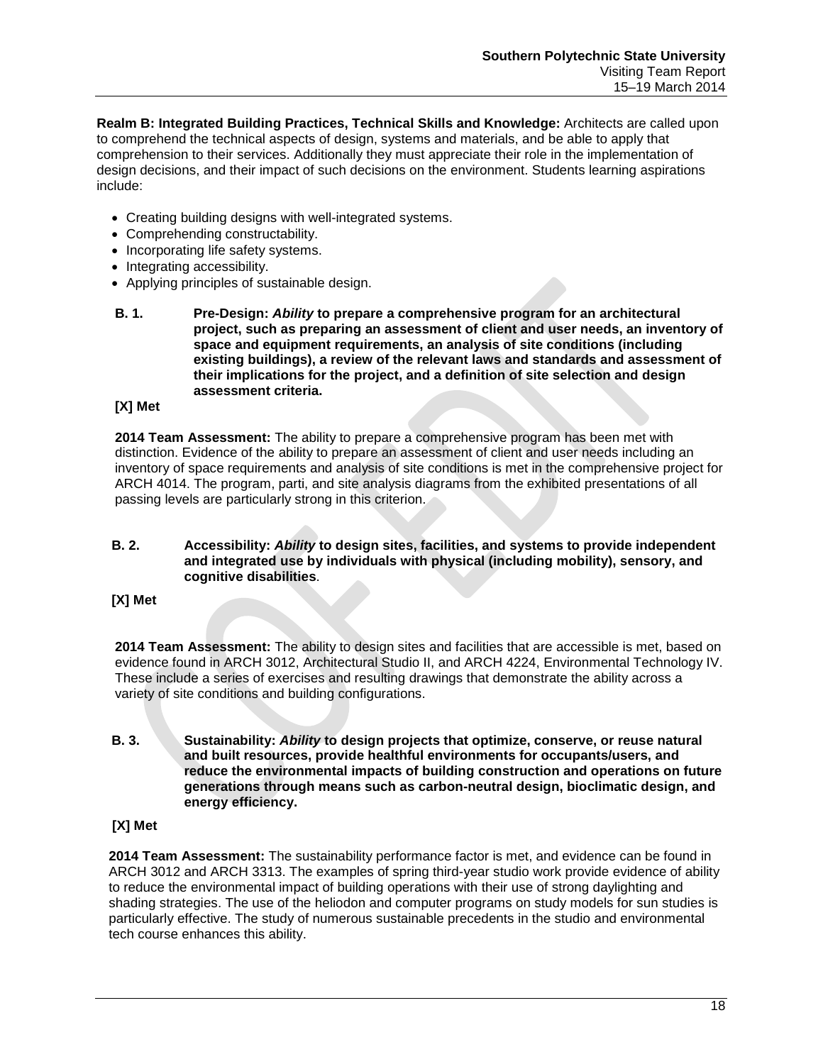**Realm B: Integrated Building Practices, Technical Skills and Knowledge:** Architects are called upon to comprehend the technical aspects of design, systems and materials, and be able to apply that comprehension to their services. Additionally they must appreciate their role in the implementation of design decisions, and their impact of such decisions on the environment. Students learning aspirations include:

- Creating building designs with well-integrated systems.
- Comprehending constructability.
- Incorporating life safety systems.
- Integrating accessibility.
- Applying principles of sustainable design.

**B. 1. Pre-Design: *Ability* to prepare a comprehensive program for an architectural project, such as preparing an assessment of client and user needs, an inventory of space and equipment requirements, an analysis of site conditions (including existing buildings), a review of the relevant laws and standards and assessment of their implications for the project, and a definition of site selection and design assessment criteria.**

**[X] Met**

**2014 Team Assessment:** The ability to prepare a comprehensive program has been met with distinction. Evidence of the ability to prepare an assessment of client and user needs including an inventory of space requirements and analysis of site conditions is met in the comprehensive project for ARCH 4014. The program, parti, and site analysis diagrams from the exhibited presentations of all passing levels are particularly strong in this criterion.

**B. 2. Accessibility: *Ability* to design sites, facilities, and systems to provide independent and integrated use by individuals with physical (including mobility), sensory, and cognitive disabilities**.

**[X] Met**

**2014 Team Assessment:** The ability to design sites and facilities that are accessible is met, based on evidence found in ARCH 3012, Architectural Studio II, and ARCH 4224, Environmental Technology IV. These include a series of exercises and resulting drawings that demonstrate the ability across a variety of site conditions and building configurations.

**B. 3. Sustainability: *Ability* to design projects that optimize, conserve, or reuse natural and built resources, provide healthful environments for occupants/users, and reduce the environmental impacts of building construction and operations on future generations through means such as carbon-neutral design, bioclimatic design, and energy efficiency.**

**[X] Met**

**2014 Team Assessment:** The sustainability performance factor is met, and evidence can be found in ARCH 3012 and ARCH 3313. The examples of spring third-year studio work provide evidence of ability to reduce the environmental impact of building operations with their use of strong daylighting and shading strategies. The use of the heliodon and computer programs on study models for sun studies is particularly effective. The study of numerous sustainable precedents in the studio and environmental tech course enhances this ability.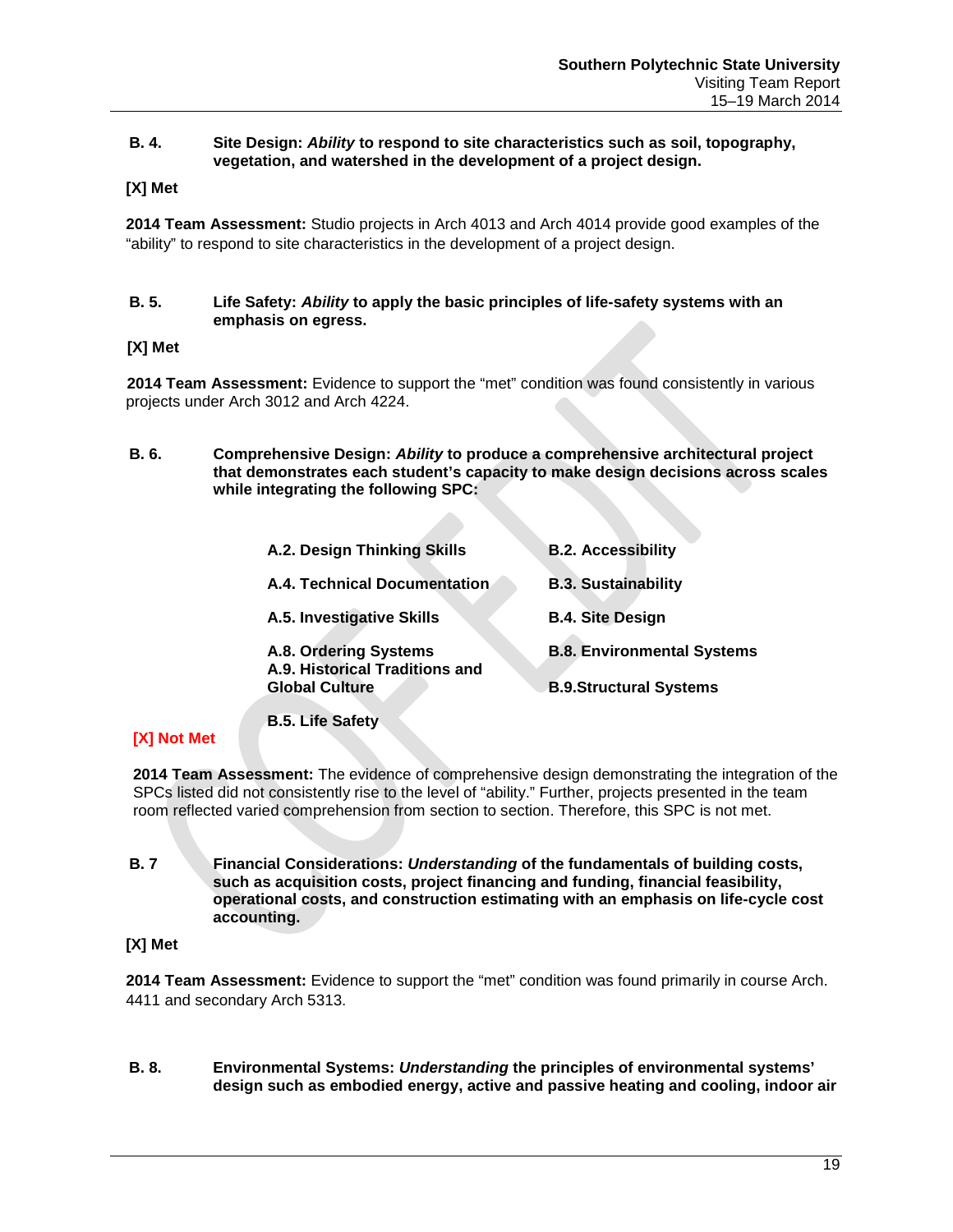**B. 4. Site Design: *Ability* to respond to site characteristics such as soil, topography, vegetation, and watershed in the development of a project design.**

**[X] Met**

**2014 Team Assessment:** Studio projects in Arch 4013 and Arch 4014 provide good examples of the "ability" to respond to site characteristics in the development of a project design.

**B. 5. Life Safety: *Ability* to apply the basic principles of life-safety systems with an emphasis on egress.**

**[X] Met**

**2014 Team Assessment:** Evidence to support the "met" condition was found consistently in various projects under Arch 3012 and Arch 4224.

**B. 6. Comprehensive Design: *Ability* to produce a comprehensive architectural project that demonstrates each student's capacity to make design decisions across scales while integrating the following SPC:**

- **A.2. Design Thinking Skills**
- **A.4. Technical Documentation**
- **A.5. Investigative Skills**
- **A.8. Ordering Systems**
- **A.9. Historical Traditions and Global Culture**
- **B.5. Life Safety**
- **B.2. Accessibility**
- **B.3. Sustainability**
- **B.4. Site Design**
- **B.8. Environmental Systems**
- **B.9.Structural Systems**

**[X] Not Met**

**2014 Team Assessment:** The evidence of comprehensive design demonstrating the integration of the SPCs listed did not consistently rise to the level of "ability." Further, projects presented in the team room reflected varied comprehension from section to section. Therefore, this SPC is not met.

**B. 7 Financial Considerations: *Understanding* of the fundamentals of building costs, such as acquisition costs, project financing and funding, financial feasibility, operational costs, and construction estimating with an emphasis on life-cycle cost accounting.**

**[X] Met**

**2014 Team Assessment:** Evidence to support the "met" condition was found primarily in course Arch. 4411 and secondary Arch 5313.

**B. 8. Environmental Systems: *Understanding* the principles of environmental systems' design such as embodied energy, active and passive heating and cooling, indoor air**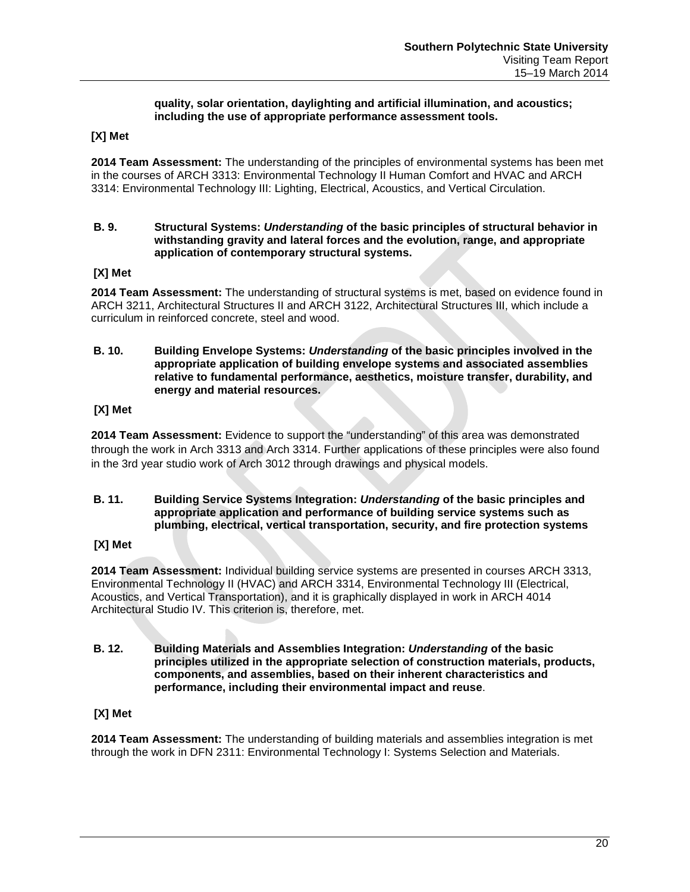**quality, solar orientation, daylighting and artificial illumination, and acoustics; including the use of appropriate performance assessment tools.**

**[X] Met**

**2014 Team Assessment:** The understanding of the principles of environmental systems has been met in the courses of ARCH 3313: Environmental Technology II Human Comfort and HVAC and ARCH 3314: Environmental Technology III: Lighting, Electrical, Acoustics, and Vertical Circulation.

**B. 9. Structural Systems: *Understanding* of the basic principles of structural behavior in withstanding gravity and lateral forces and the evolution, range, and appropriate application of contemporary structural systems.**

**[X] Met**

**2014 Team Assessment:** The understanding of structural systems is met, based on evidence found in ARCH 3211, Architectural Structures II and ARCH 3122, Architectural Structures III, which include a curriculum in reinforced concrete, steel and wood.

**B. 10. Building Envelope Systems: *Understanding* of the basic principles involved in the appropriate application of building envelope systems and associated assemblies relative to fundamental performance, aesthetics, moisture transfer, durability, and energy and material resources.**

**[X] Met**

**2014 Team Assessment:** Evidence to support the "understanding" of this area was demonstrated through the work in Arch 3313 and Arch 3314. Further applications of these principles were also found in the 3rd year studio work of Arch 3012 through drawings and physical models.

**B. 11. Building Service Systems Integration: *Understanding* of the basic principles and appropriate application and performance of building service systems such as plumbing, electrical, vertical transportation, security, and fire protection systems**

**[X] Met**

**2014 Team Assessment:** Individual building service systems are presented in courses ARCH 3313, Environmental Technology II (HVAC) and ARCH 3314, Environmental Technology III (Electrical, Acoustics, and Vertical Transportation), and it is graphically displayed in work in ARCH 4014 Architectural Studio IV. This criterion is, therefore, met.

**B. 12. Building Materials and Assemblies Integration: *Understanding* of the basic principles utilized in the appropriate selection of construction materials, products, components, and assemblies, based on their inherent characteristics and performance, including their environmental impact and reuse**.

**[X] Met**

**2014 Team Assessment:** The understanding of building materials and assemblies integration is met through the work in DFN 2311: Environmental Technology I: Systems Selection and Materials.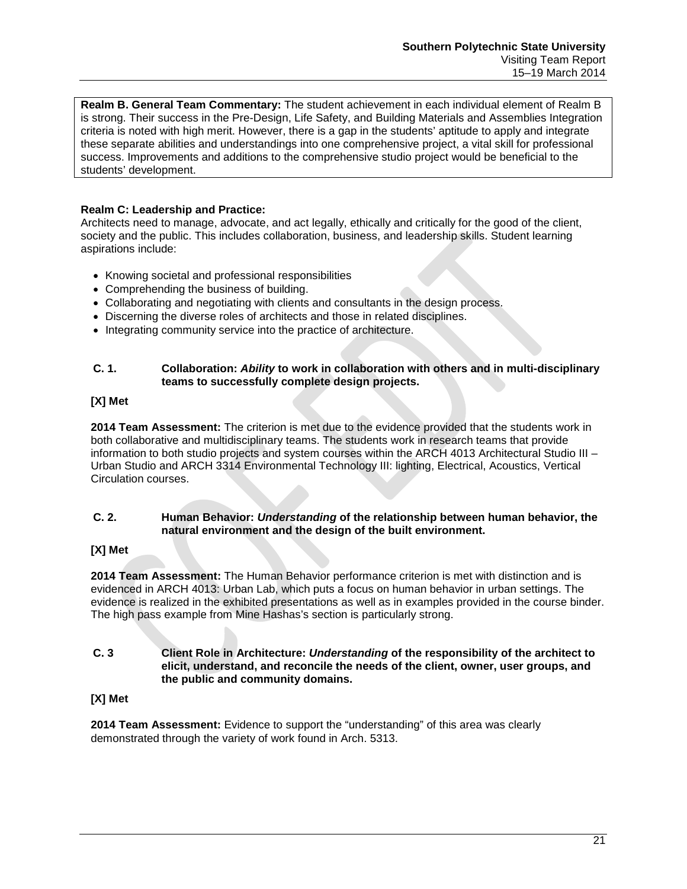**Realm B. General Team Commentary:** The student achievement in each individual element of Realm B is strong. Their success in the Pre-Design, Life Safety, and Building Materials and Assemblies Integration criteria is noted with high merit. However, there is a gap in the students' aptitude to apply and integrate these separate abilities and understandings into one comprehensive project, a vital skill for professional success. Improvements and additions to the comprehensive studio project would be beneficial to the students' development.

**Realm C: Leadership and Practice:**

Architects need to manage, advocate, and act legally, ethically and critically for the good of the client, society and the public. This includes collaboration, business, and leadership skills. Student learning aspirations include:

- Knowing societal and professional responsibilities
- Comprehending the business of building.
- Collaborating and negotiating with clients and consultants in the design process.
- Discerning the diverse roles of architects and those in related disciplines.
- Integrating community service into the practice of architecture.

**C. 1. Collaboration: *Ability* to work in collaboration with others and in multi-disciplinary teams to successfully complete design projects.**

**[X] Met**

**2014 Team Assessment:** The criterion is met due to the evidence provided that the students work in both collaborative and multidisciplinary teams. The students work in research teams that provide information to both studio projects and system courses within the ARCH 4013 Architectural Studio III – Urban Studio and ARCH 3314 Environmental Technology III: lighting, Electrical, Acoustics, Vertical Circulation courses.

**C. 2. Human Behavior: *Understanding* of the relationship between human behavior, the natural environment and the design of the built environment.**

**[X] Met**

**2014 Team Assessment:** The Human Behavior performance criterion is met with distinction and is evidenced in ARCH 4013: Urban Lab, which puts a focus on human behavior in urban settings. The evidence is realized in the exhibited presentations as well as in examples provided in the course binder. The high pass example from Mine Hashas's section is particularly strong.

**C. 3 Client Role in Architecture: *Understanding* of the responsibility of the architect to elicit, understand, and reconcile the needs of the client, owner, user groups, and the public and community domains.**

**[X] Met**

**2014 Team Assessment:** Evidence to support the "understanding" of this area was clearly demonstrated through the variety of work found in Arch. 5313.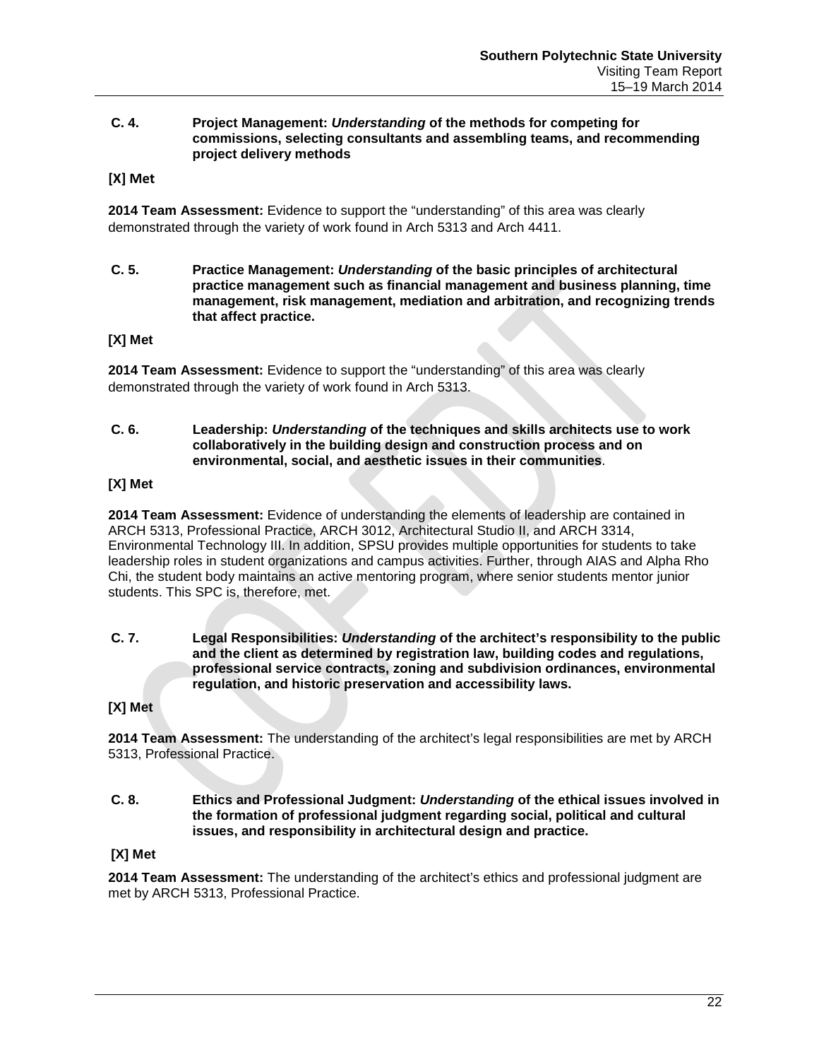**C. 4. Project Management: *Understanding* of the methods for competing for commissions, selecting consultants and assembling teams, and recommending project delivery methods**

**[X] Met**

**2014 Team Assessment:** Evidence to support the "understanding" of this area was clearly demonstrated through the variety of work found in Arch 5313 and Arch 4411.

**C. 5. Practice Management: *Understanding* of the basic principles of architectural practice management such as financial management and business planning, time management, risk management, mediation and arbitration, and recognizing trends that affect practice.**

**[X] Met**

**2014 Team Assessment:** Evidence to support the "understanding" of this area was clearly demonstrated through the variety of work found in Arch 5313.

**C. 6. Leadership: *Understanding* of the techniques and skills architects use to work collaboratively in the building design and construction process and on environmental, social, and aesthetic issues in their communities**.

**[X] Met**

**2014 Team Assessment:** Evidence of understanding the elements of leadership are contained in ARCH 5313, Professional Practice, ARCH 3012, Architectural Studio II, and ARCH 3314, Environmental Technology III. In addition, SPSU provides multiple opportunities for students to take leadership roles in student organizations and campus activities. Further, through AIAS and Alpha Rho Chi, the student body maintains an active mentoring program, where senior students mentor junior students. This SPC is, therefore, met.

**C. 7. Legal Responsibilities: *Understanding* of the architect's responsibility to the public and the client as determined by registration law, building codes and regulations, professional service contracts, zoning and subdivision ordinances, environmental regulation, and historic preservation and accessibility laws.**

**[X] Met**

**2014 Team Assessment:** The understanding of the architect's legal responsibilities are met by ARCH 5313, Professional Practice.

**C. 8. Ethics and Professional Judgment: *Understanding* of the ethical issues involved in the formation of professional judgment regarding social, political and cultural issues, and responsibility in architectural design and practice.**

**[X] Met**

**2014 Team Assessment:** The understanding of the architect's ethics and professional judgment are met by ARCH 5313, Professional Practice.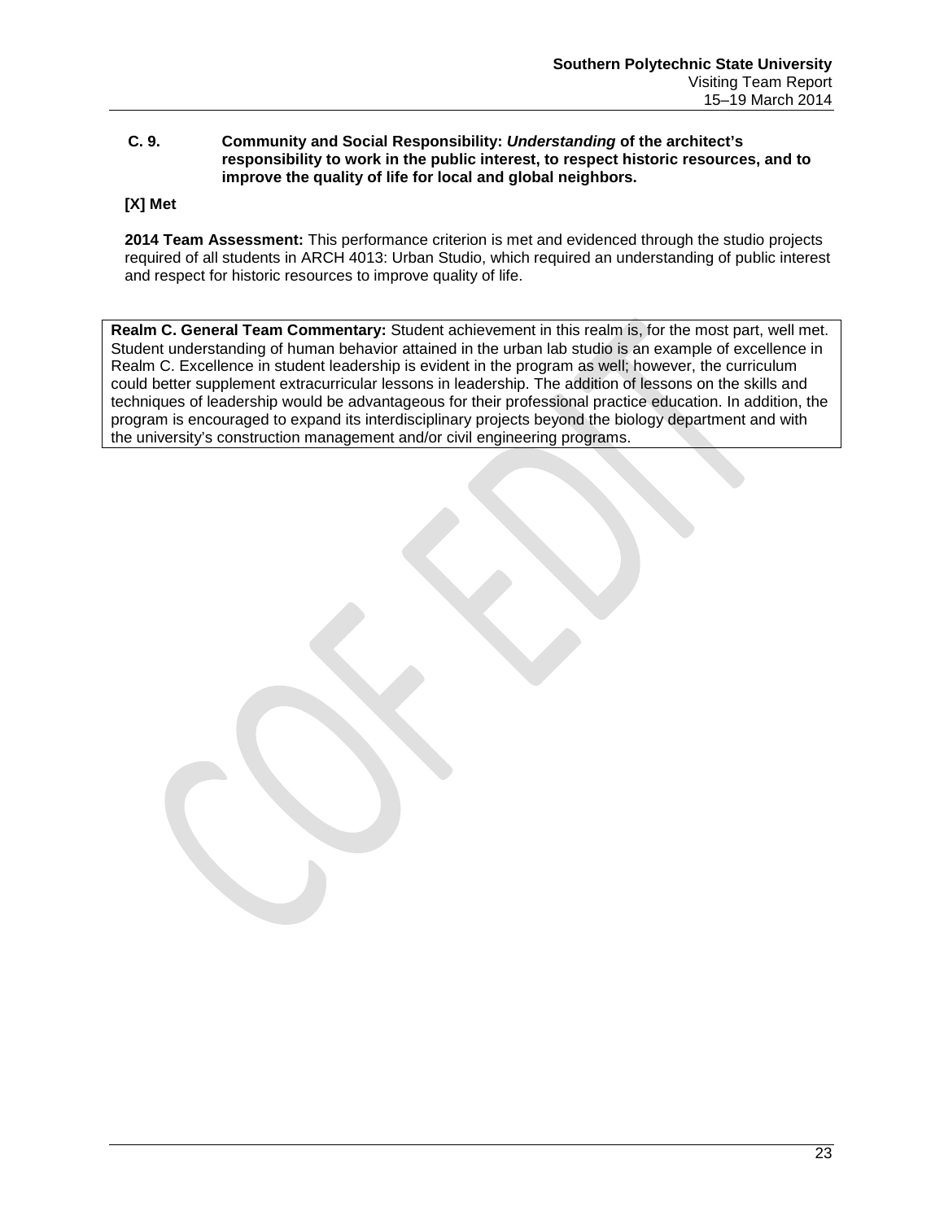**C. 9. Community and Social Responsibility: *Understanding* of the architect's responsibility to work in the public interest, to respect historic resources, and to improve the quality of life for local and global neighbors.**

**[X] Met**

**2014 Team Assessment:** This performance criterion is met and evidenced through the studio projects required of all students in ARCH 4013: Urban Studio, which required an understanding of public interest and respect for historic resources to improve quality of life.

**Realm C. General Team Commentary:** Student achievement in this realm is, for the most part, well met. Student understanding of human behavior attained in the urban lab studio is an example of excellence in Realm C. Excellence in student leadership is evident in the program as well; however, the curriculum could better supplement extracurricular lessons in leadership. The addition of lessons on the skills and techniques of leadership would be advantageous for their professional practice education. In addition, the program is encouraged to expand its interdisciplinary projects beyond the biology department and with the university's construction management and/or civil engineering programs.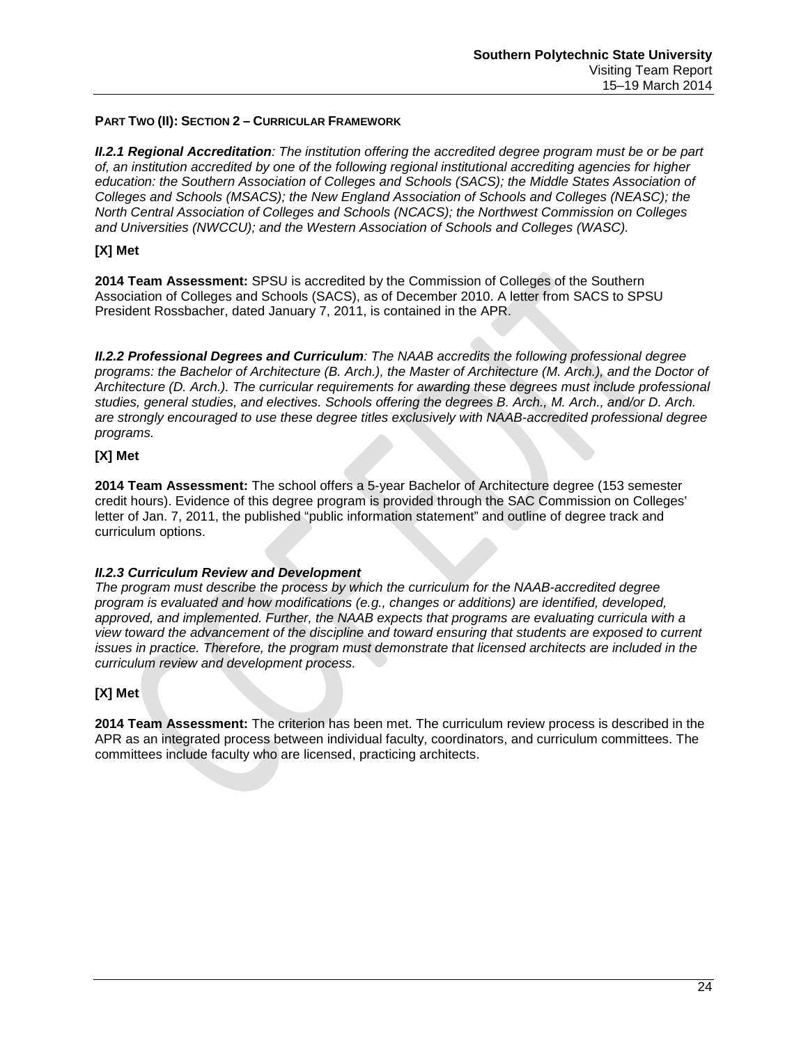**PART TWO (II): SECTION 2 – CURRICULAR FRAMEWORK**

***II.2.1 Regional Accreditation****: The institution offering the accredited degree program must be or be part of, an institution accredited by one of the following regional institutional accrediting agencies for higher education: the Southern Association of Colleges and Schools (SACS); the Middle States Association of Colleges and Schools (MSACS); the New England Association of Schools and Colleges (NEASC); the North Central Association of Colleges and Schools (NCACS); the Northwest Commission on Colleges and Universities (NWCCU); and the Western Association of Schools and Colleges (WASC).*

**[X] Met**

**2014 Team Assessment:** SPSU is accredited by the Commission of Colleges of the Southern Association of Colleges and Schools (SACS), as of December 2010. A letter from SACS to SPSU President Rossbacher, dated January 7, 2011, is contained in the APR.

***II.2.2 Professional Degrees and Curriculum****: The NAAB accredits the following professional degree programs: the Bachelor of Architecture (B. Arch.), the Master of Architecture (M. Arch.), and the Doctor of Architecture (D. Arch.). The curricular requirements for awarding these degrees must include professional studies, general studies, and electives. Schools offering the degrees B. Arch., M. Arch., and/or D. Arch. are strongly encouraged to use these degree titles exclusively with NAAB-accredited professional degree programs.*

**[X] Met**

**2014 Team Assessment:** The school offers a 5-year Bachelor of Architecture degree (153 semester credit hours). Evidence of this degree program is provided through the SAC Commission on Colleges' letter of Jan. 7, 2011, the published "public information statement" and outline of degree track and curriculum options.

***II.2.3 Curriculum Review and Development***
*The program must describe the process by which the curriculum for the NAAB-accredited degree program is evaluated and how modifications (e.g., changes or additions) are identified, developed, approved, and implemented. Further, the NAAB expects that programs are evaluating curricula with a view toward the advancement of the discipline and toward ensuring that students are exposed to current issues in practice. Therefore, the program must demonstrate that licensed architects are included in the curriculum review and development process.*

**[X] Met**

**2014 Team Assessment:** The criterion has been met. The curriculum review process is described in the APR as an integrated process between individual faculty, coordinators, and curriculum committees. The committees include faculty who are licensed, practicing architects.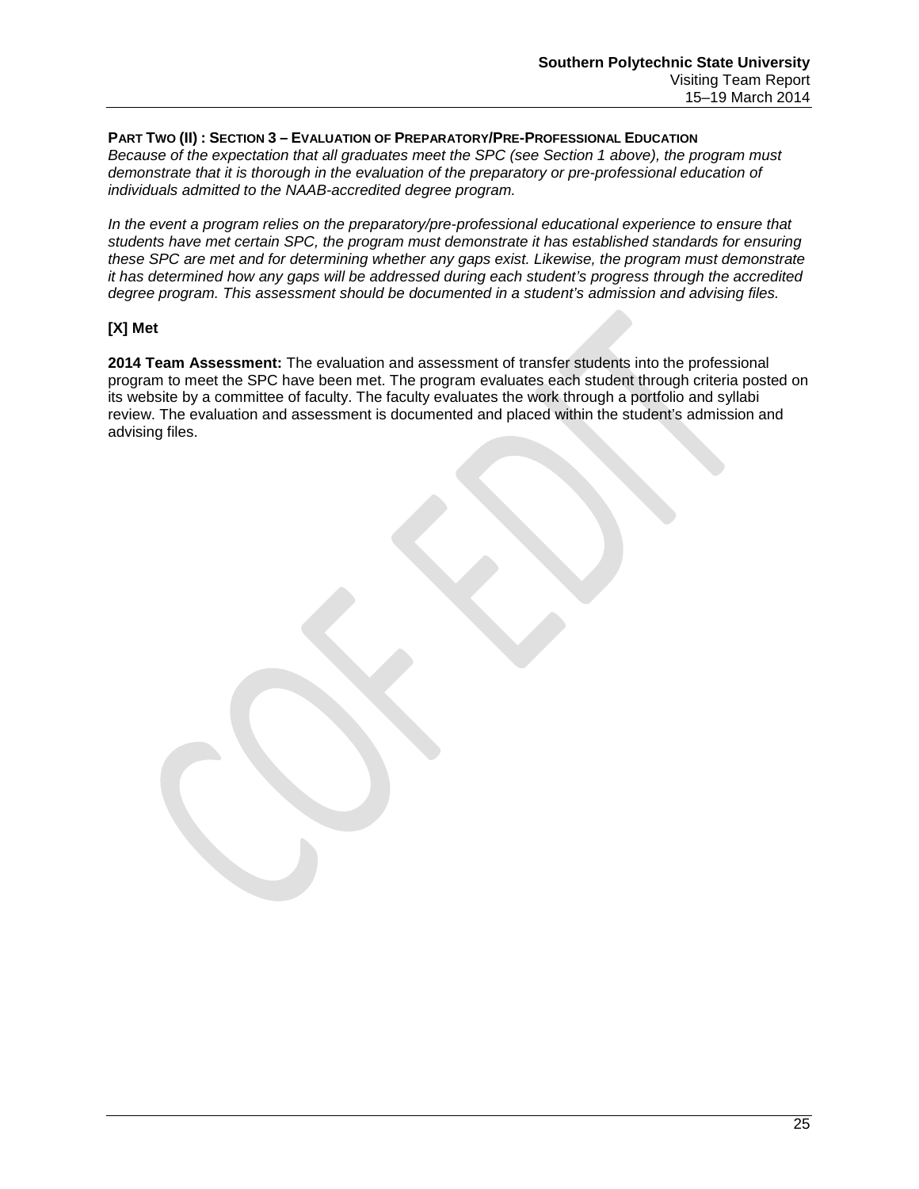**PART TWO (II) : SECTION 3 – EVALUATION OF PREPARATORY/PRE-PROFESSIONAL EDUCATION**

*Because of the expectation that all graduates meet the SPC (see Section 1 above), the program must demonstrate that it is thorough in the evaluation of the preparatory or pre-professional education of individuals admitted to the NAAB-accredited degree program.*

*In the event a program relies on the preparatory/pre-professional educational experience to ensure that students have met certain SPC, the program must demonstrate it has established standards for ensuring these SPC are met and for determining whether any gaps exist. Likewise, the program must demonstrate it has determined how any gaps will be addressed during each student's progress through the accredited degree program. This assessment should be documented in a student's admission and advising files.*

**[X] Met**

**2014 Team Assessment:** The evaluation and assessment of transfer students into the professional program to meet the SPC have been met. The program evaluates each student through criteria posted on its website by a committee of faculty. The faculty evaluates the work through a portfolio and syllabi review. The evaluation and assessment is documented and placed within the student's admission and advising files.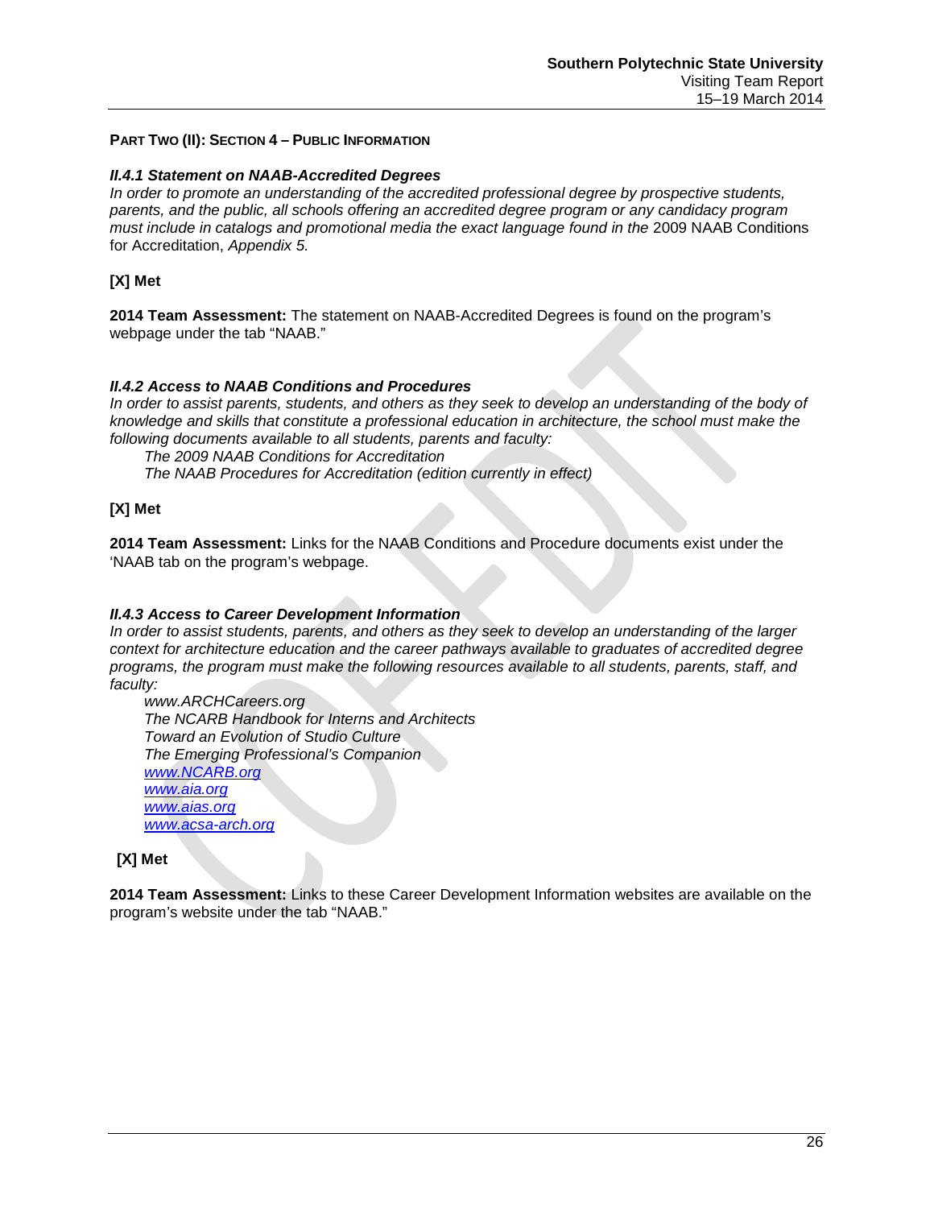**PART TWO (II): SECTION 4 – PUBLIC INFORMATION**

***II.4.1 Statement on NAAB-Accredited Degrees***
*In order to promote an understanding of the accredited professional degree by prospective students, parents, and the public, all schools offering an accredited degree program or any candidacy program must include in catalogs and promotional media the exact language found in the* 2009 NAAB Conditions for Accreditation, *Appendix 5.*

**[X] Met**

**2014 Team Assessment:** The statement on NAAB-Accredited Degrees is found on the program's webpage under the tab "NAAB."

***II.4.2 Access to NAAB Conditions and Procedures***
*In order to assist parents, students, and others as they seek to develop an understanding of the body of knowledge and skills that constitute a professional education in architecture, the school must make the following documents available to all students, parents and faculty:*

*The 2009 NAAB Conditions for Accreditation*
*The NAAB Procedures for Accreditation (edition currently in effect)*

**[X] Met**

**2014 Team Assessment:** Links for the NAAB Conditions and Procedure documents exist under the 'NAAB tab on the program's webpage.

***II.4.3 Access to Career Development Information***
*In order to assist students, parents, and others as they seek to develop an understanding of the larger context for architecture education and the career pathways available to graduates of accredited degree programs, the program must make the following resources available to all students, parents, staff, and faculty:*

*www.ARCHCareers.org*
*The NCARB Handbook for Interns and Architects*
*Toward an Evolution of Studio Culture*
*The Emerging Professional's Companion*
*www.NCARB.org*
*www.aia.org*
*www.aias.org*
*www.acsa-arch.org*

**[X] Met**

**2014 Team Assessment:** Links to these Career Development Information websites are available on the program's website under the tab "NAAB."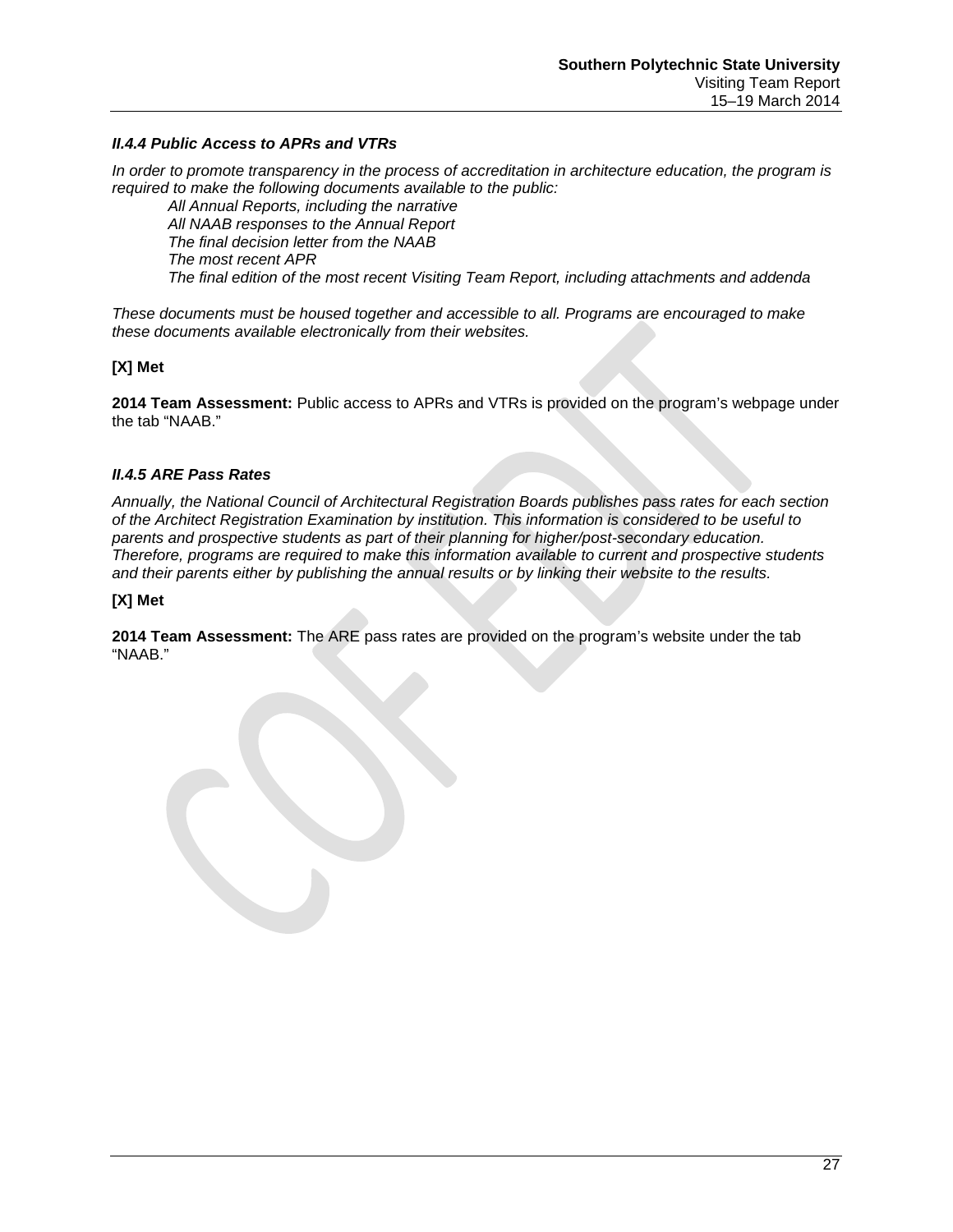### *II.4.4 Public Access to APRs and VTRs*

*In order to promote transparency in the process of accreditation in architecture education, the program is required to make the following documents available to the public:*

*All Annual Reports, including the narrative*
*All NAAB responses to the Annual Report*
*The final decision letter from the NAAB*
*The most recent APR*
*The final edition of the most recent Visiting Team Report, including attachments and addenda*

*These documents must be housed together and accessible to all. Programs are encouraged to make these documents available electronically from their websites.*

**[X] Met**

**2014 Team Assessment:** Public access to APRs and VTRs is provided on the program's webpage under the tab "NAAB."

### *II.4.5 ARE Pass Rates*

*Annually, the National Council of Architectural Registration Boards publishes pass rates for each section of the Architect Registration Examination by institution. This information is considered to be useful to parents and prospective students as part of their planning for higher/post-secondary education. Therefore, programs are required to make this information available to current and prospective students and their parents either by publishing the annual results or by linking their website to the results.*

**[X] Met**

**2014 Team Assessment:** The ARE pass rates are provided on the program's website under the tab "NAAB."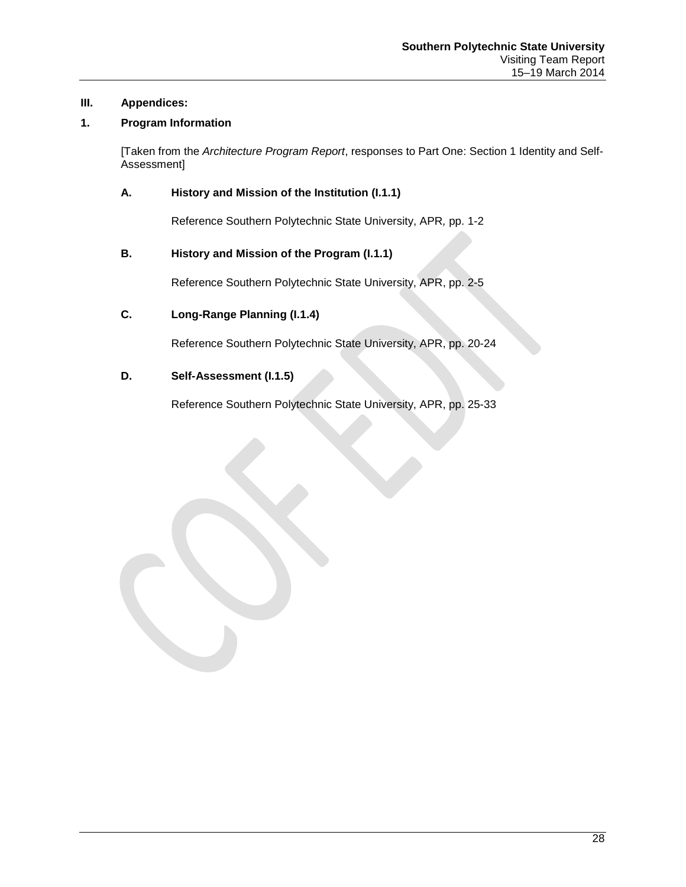## III. Appendices:

### 1. Program Information

[Taken from the *Architecture Program Report*, responses to Part One: Section 1 Identity and Self-Assessment]

#### A. History and Mission of the Institution (I.1.1)

Reference Southern Polytechnic State University, APR, pp. 1-2

#### B. History and Mission of the Program (I.1.1)

Reference Southern Polytechnic State University, APR, pp. 2-5

#### C. Long-Range Planning (I.1.4)

Reference Southern Polytechnic State University, APR, pp. 20-24

#### D. Self-Assessment (I.1.5)

Reference Southern Polytechnic State University, APR, pp. 25-33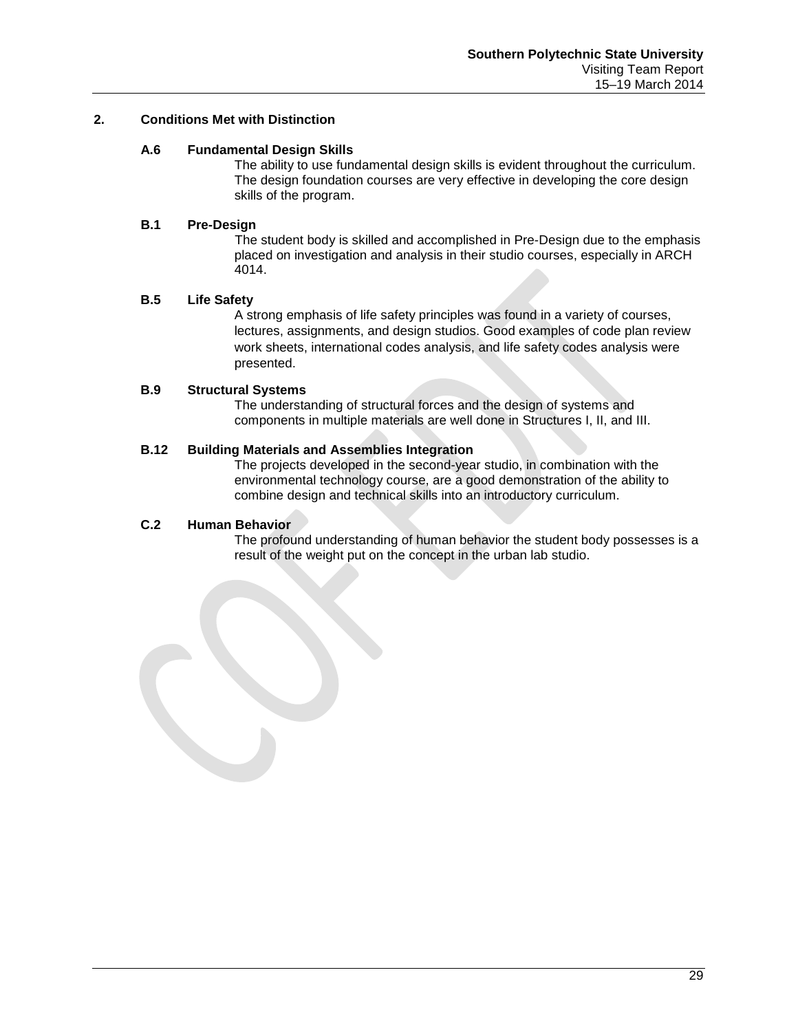## 2. Conditions Met with Distinction

### A.6 Fundamental Design Skills

The ability to use fundamental design skills is evident throughout the curriculum. The design foundation courses are very effective in developing the core design skills of the program.

### B.1 Pre-Design

The student body is skilled and accomplished in Pre-Design due to the emphasis placed on investigation and analysis in their studio courses, especially in ARCH 4014.

### B.5 Life Safety

A strong emphasis of life safety principles was found in a variety of courses, lectures, assignments, and design studios. Good examples of code plan review work sheets, international codes analysis, and life safety codes analysis were presented.

### B.9 Structural Systems

The understanding of structural forces and the design of systems and components in multiple materials are well done in Structures I, II, and III.

### B.12 Building Materials and Assemblies Integration

The projects developed in the second-year studio, in combination with the environmental technology course, are a good demonstration of the ability to combine design and technical skills into an introductory curriculum.

### C.2 Human Behavior

The profound understanding of human behavior the student body possesses is a result of the weight put on the concept in the urban lab studio.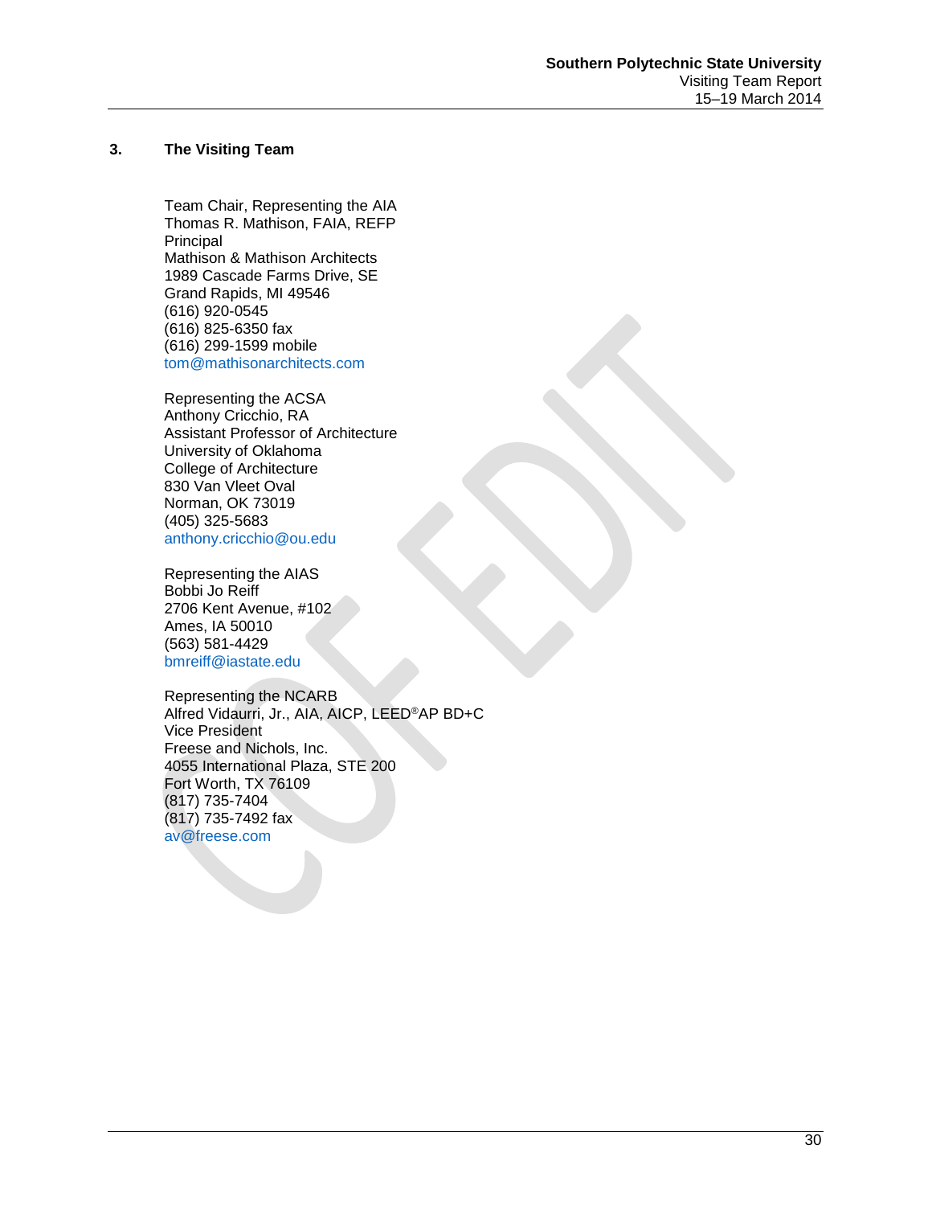## 3. The Visiting Team

Team Chair, Representing the AIA
Thomas R. Mathison, FAIA, REFP
Principal
Mathison & Mathison Architects
1989 Cascade Farms Drive, SE
Grand Rapids, MI 49546
(616) 920-0545
(616) 825-6350 fax
(616) 299-1599 mobile
tom@mathisonarchitects.com

Representing the ACSA
Anthony Cricchio, RA
Assistant Professor of Architecture
University of Oklahoma
College of Architecture
830 Van Vleet Oval
Norman, OK 73019
(405) 325-5683
anthony.cricchio@ou.edu

Representing the AIAS
Bobbi Jo Reiff
2706 Kent Avenue, #102
Ames, IA 50010
(563) 581-4429
bmreiff@iastate.edu

Representing the NCARB
Alfred Vidaurri, Jr., AIA, AICP, LEED®AP BD+C
Vice President
Freese and Nichols, Inc.
4055 International Plaza, STE 200
Fort Worth, TX 76109
(817) 735-7404
(817) 735-7492 fax
av@freese.com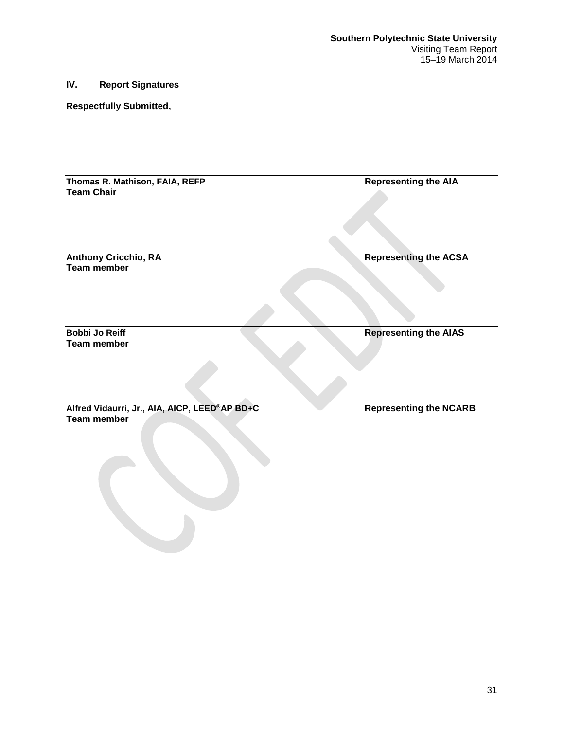## IV. Report Signatures

**Respectfully Submitted,**

**Thomas R. Mathison, FAIA, REFP**
**Team Chair**

**Representing the AIA**

**Anthony Cricchio, RA**
**Team member**

**Representing the ACSA**

**Bobbi Jo Reiff**
**Team member**

**Representing the AIAS**

**Alfred Vidaurri, Jr., AIA, AICP, LEED®AP BD+C**
**Team member**

**Representing the NCARB**